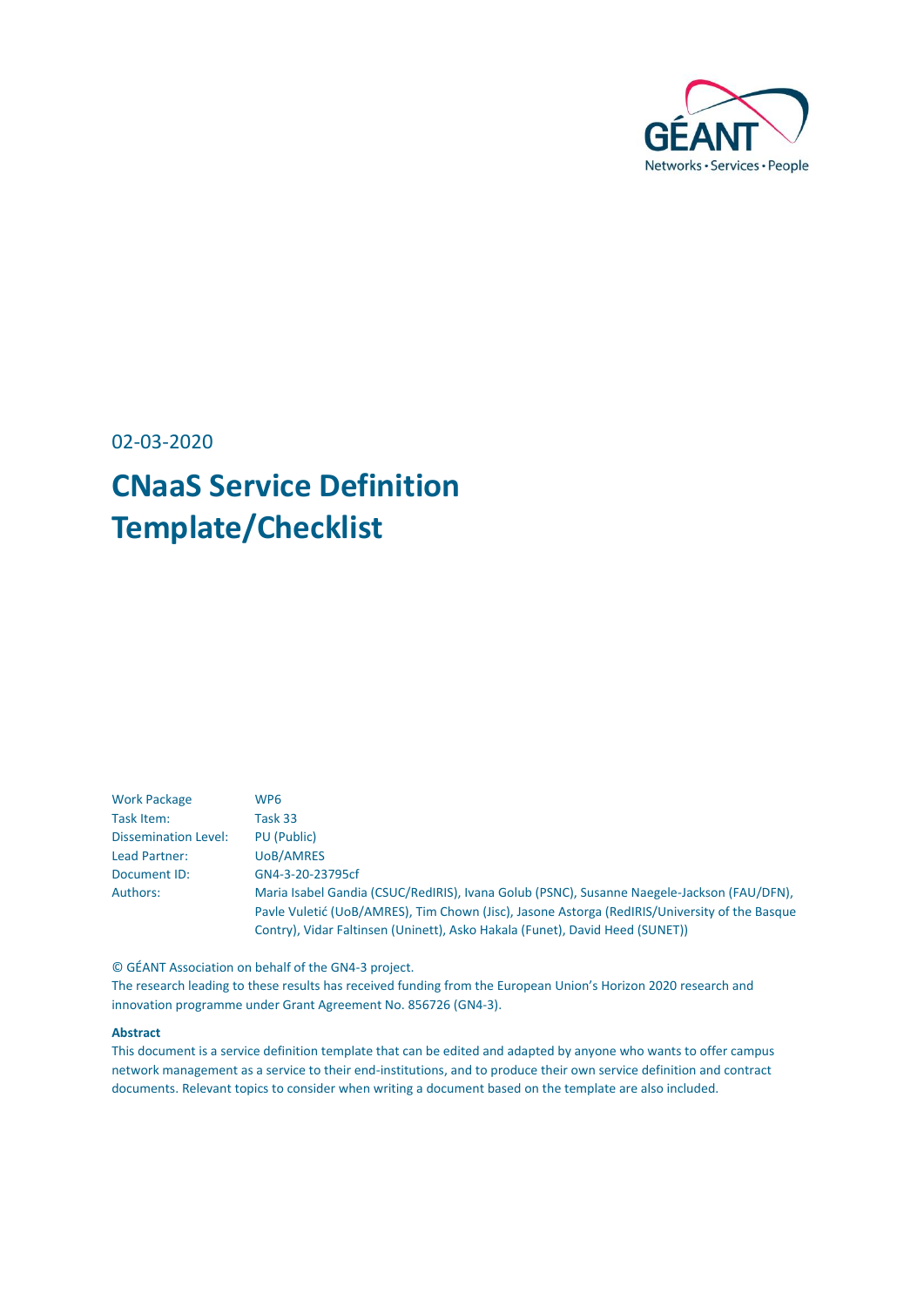GÉANT
Networks • Services • People

02-03-2020

# CNaaS Service Definition Template/Checklist

| | |
|---|---|
| Work Package | WP6 |
| Task Item: | Task 33 |
| Dissemination Level: | PU (Public) |
| Lead Partner: | UoB/AMRES |
| Document ID: | GN4-3-20-23795cf |
| Authors: | Maria Isabel Gandia (CSUC/RedIRIS), Ivana Golub (PSNC), Susanne Naegele-Jackson (FAU/DFN), Pavle Vuletić (UoB/AMRES), Tim Chown (Jisc), Jasone Astorga (RedIRIS/University of the Basque Contry), Vidar Faltinsen (Uninett), Asko Hakala (Funet), David Heed (SUNET)) |

© GÉANT Association on behalf of the GN4-3 project.
The research leading to these results has received funding from the European Union's Horizon 2020 research and innovation programme under Grant Agreement No. 856726 (GN4-3).

**Abstract**

This document is a service definition template that can be edited and adapted by anyone who wants to offer campus network management as a service to their end-institutions, and to produce their own service definition and contract documents. Relevant topics to consider when writing a document based on the template are also included.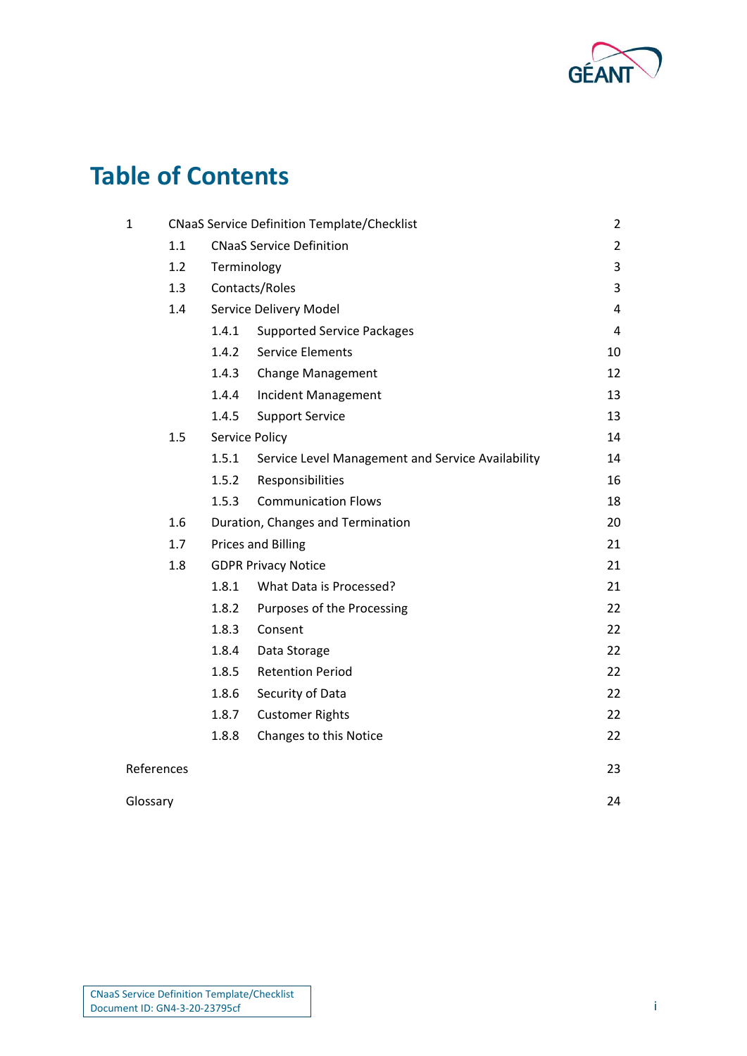# Table of Contents

| | | |
|---|---|---|
| 1 | CNaaS Service Definition Template/Checklist | 2 |
| 1.1 | CNaaS Service Definition | 2 |
| 1.2 | Terminology | 3 |
| 1.3 | Contacts/Roles | 3 |
| 1.4 | Service Delivery Model | 4 |
| 1.4.1 | Supported Service Packages | 4 |
| 1.4.2 | Service Elements | 10 |
| 1.4.3 | Change Management | 12 |
| 1.4.4 | Incident Management | 13 |
| 1.4.5 | Support Service | 13 |
| 1.5 | Service Policy | 14 |
| 1.5.1 | Service Level Management and Service Availability | 14 |
| 1.5.2 | Responsibilities | 16 |
| 1.5.3 | Communication Flows | 18 |
| 1.6 | Duration, Changes and Termination | 20 |
| 1.7 | Prices and Billing | 21 |
| 1.8 | GDPR Privacy Notice | 21 |
| 1.8.1 | What Data is Processed? | 21 |
| 1.8.2 | Purposes of the Processing | 22 |
| 1.8.3 | Consent | 22 |
| 1.8.4 | Data Storage | 22 |
| 1.8.5 | Retention Period | 22 |
| 1.8.6 | Security of Data | 22 |
| 1.8.7 | Customer Rights | 22 |
| 1.8.8 | Changes to this Notice | 22 |
| | References | 23 |
| | Glossary | 24 |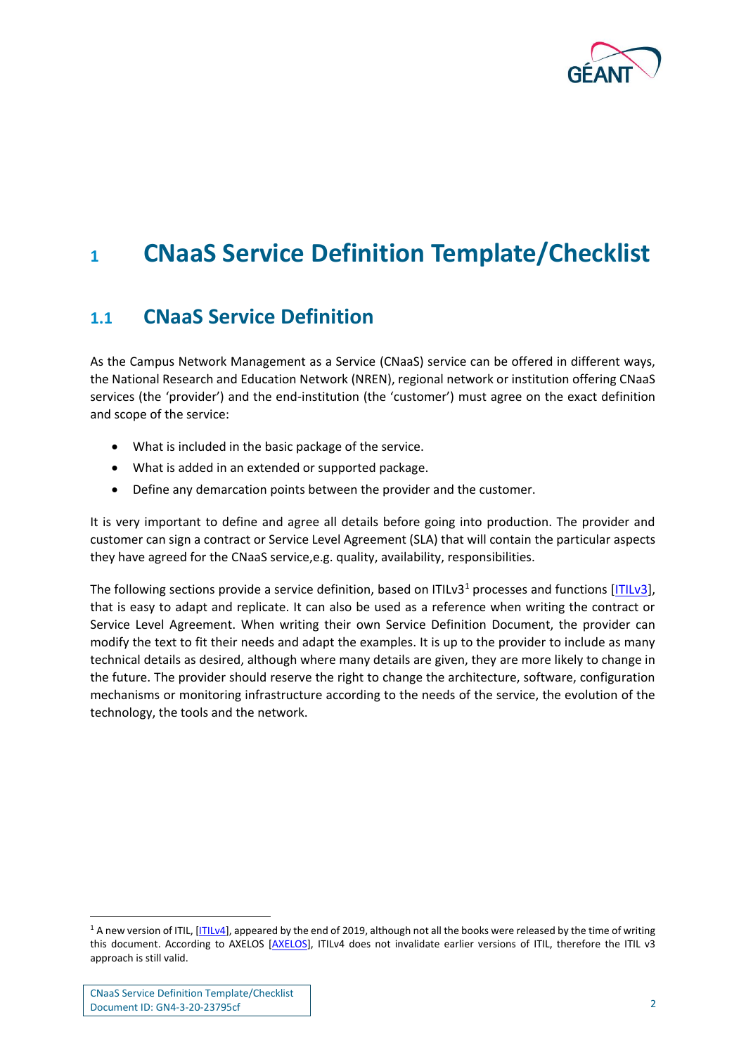# 1 CNaaS Service Definition Template/Checklist

## 1.1 CNaaS Service Definition

As the Campus Network Management as a Service (CNaaS) service can be offered in different ways, the National Research and Education Network (NREN), regional network or institution offering CNaaS services (the 'provider') and the end-institution (the 'customer') must agree on the exact definition and scope of the service:

- What is included in the basic package of the service.
- What is added in an extended or supported package.
- Define any demarcation points between the provider and the customer.

It is very important to define and agree all details before going into production. The provider and customer can sign a contract or Service Level Agreement (SLA) that will contain the particular aspects they have agreed for the CNaaS service,e.g. quality, availability, responsibilities.

The following sections provide a service definition, based on ITILv3[1] processes and functions [ITILv3], that is easy to adapt and replicate. It can also be used as a reference when writing the contract or Service Level Agreement. When writing their own Service Definition Document, the provider can modify the text to fit their needs and adapt the examples. It is up to the provider to include as many technical details as desired, although where many details are given, they are more likely to change in the future. The provider should reserve the right to change the architecture, software, configuration mechanisms or monitoring infrastructure according to the needs of the service, the evolution of the technology, the tools and the network.

[1] A new version of ITIL, [ITILv4], appeared by the end of 2019, although not all the books were released by the time of writing this document. According to AXELOS [AXELOS], ITILv4 does not invalidate earlier versions of ITIL, therefore the ITIL v3 approach is still valid.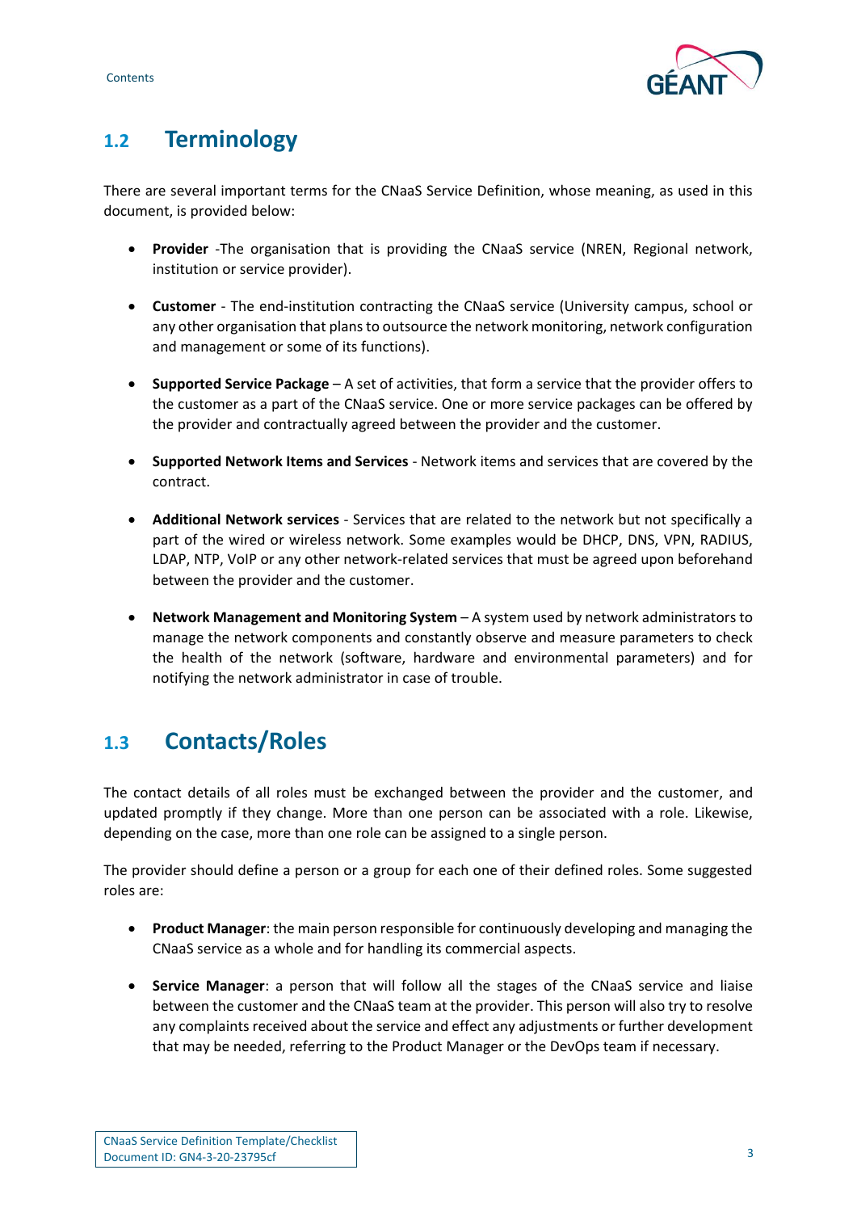## 1.2 Terminology

There are several important terms for the CNaaS Service Definition, whose meaning, as used in this document, is provided below:

- **Provider** -The organisation that is providing the CNaaS service (NREN, Regional network, institution or service provider).
- **Customer** - The end-institution contracting the CNaaS service (University campus, school or any other organisation that plans to outsource the network monitoring, network configuration and management or some of its functions).
- **Supported Service Package** – A set of activities, that form a service that the provider offers to the customer as a part of the CNaaS service. One or more service packages can be offered by the provider and contractually agreed between the provider and the customer.
- **Supported Network Items and Services** - Network items and services that are covered by the contract.
- **Additional Network services** - Services that are related to the network but not specifically a part of the wired or wireless network. Some examples would be DHCP, DNS, VPN, RADIUS, LDAP, NTP, VoIP or any other network-related services that must be agreed upon beforehand between the provider and the customer.
- **Network Management and Monitoring System** – A system used by network administrators to manage the network components and constantly observe and measure parameters to check the health of the network (software, hardware and environmental parameters) and for notifying the network administrator in case of trouble.

## 1.3 Contacts/Roles

The contact details of all roles must be exchanged between the provider and the customer, and updated promptly if they change. More than one person can be associated with a role. Likewise, depending on the case, more than one role can be assigned to a single person.

The provider should define a person or a group for each one of their defined roles. Some suggested roles are:

- **Product Manager**: the main person responsible for continuously developing and managing the CNaaS service as a whole and for handling its commercial aspects.
- **Service Manager**: a person that will follow all the stages of the CNaaS service and liaise between the customer and the CNaaS team at the provider. This person will also try to resolve any complaints received about the service and effect any adjustments or further development that may be needed, referring to the Product Manager or the DevOps team if necessary.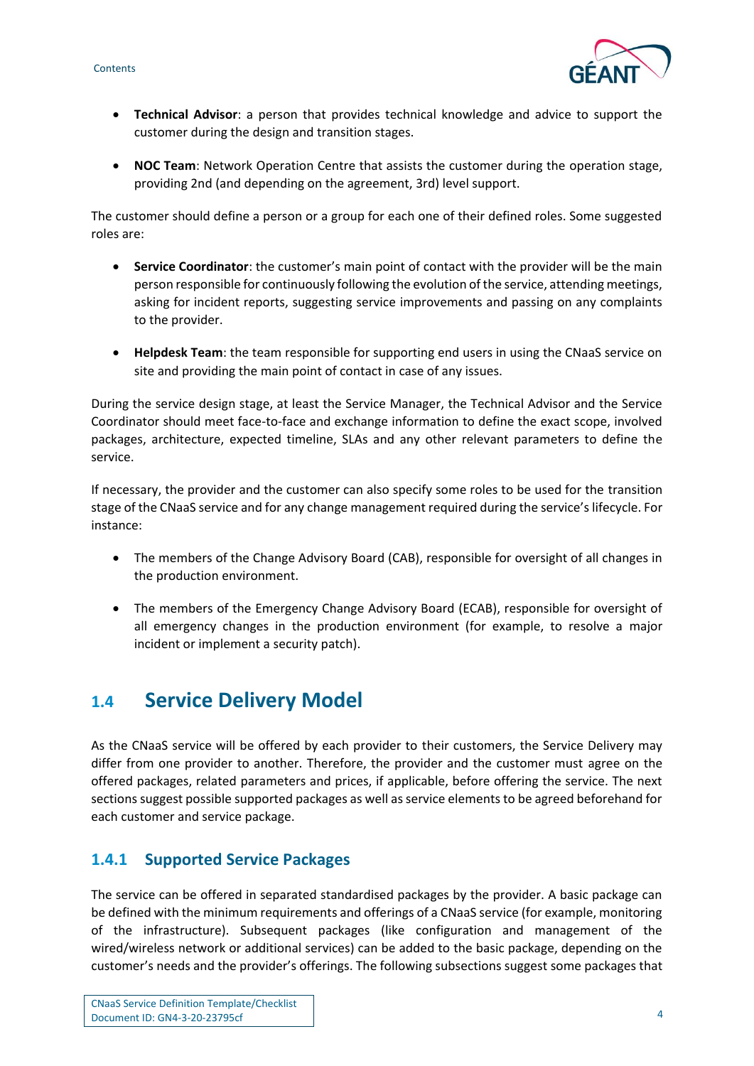- **Technical Advisor**: a person that provides technical knowledge and advice to support the customer during the design and transition stages.
- **NOC Team**: Network Operation Centre that assists the customer during the operation stage, providing 2nd (and depending on the agreement, 3rd) level support.

The customer should define a person or a group for each one of their defined roles. Some suggested roles are:

- **Service Coordinator**: the customer's main point of contact with the provider will be the main person responsible for continuously following the evolution of the service, attending meetings, asking for incident reports, suggesting service improvements and passing on any complaints to the provider.
- **Helpdesk Team**: the team responsible for supporting end users in using the CNaaS service on site and providing the main point of contact in case of any issues.

During the service design stage, at least the Service Manager, the Technical Advisor and the Service Coordinator should meet face-to-face and exchange information to define the exact scope, involved packages, architecture, expected timeline, SLAs and any other relevant parameters to define the service.

If necessary, the provider and the customer can also specify some roles to be used for the transition stage of the CNaaS service and for any change management required during the service's lifecycle. For instance:

- The members of the Change Advisory Board (CAB), responsible for oversight of all changes in the production environment.
- The members of the Emergency Change Advisory Board (ECAB), responsible for oversight of all emergency changes in the production environment (for example, to resolve a major incident or implement a security patch).

## 1.4 Service Delivery Model

As the CNaaS service will be offered by each provider to their customers, the Service Delivery may differ from one provider to another. Therefore, the provider and the customer must agree on the offered packages, related parameters and prices, if applicable, before offering the service. The next sections suggest possible supported packages as well as service elements to be agreed beforehand for each customer and service package.

### 1.4.1 Supported Service Packages

The service can be offered in separated standardised packages by the provider. A basic package can be defined with the minimum requirements and offerings of a CNaaS service (for example, monitoring of the infrastructure). Subsequent packages (like configuration and management of the wired/wireless network or additional services) can be added to the basic package, depending on the customer's needs and the provider's offerings. The following subsections suggest some packages that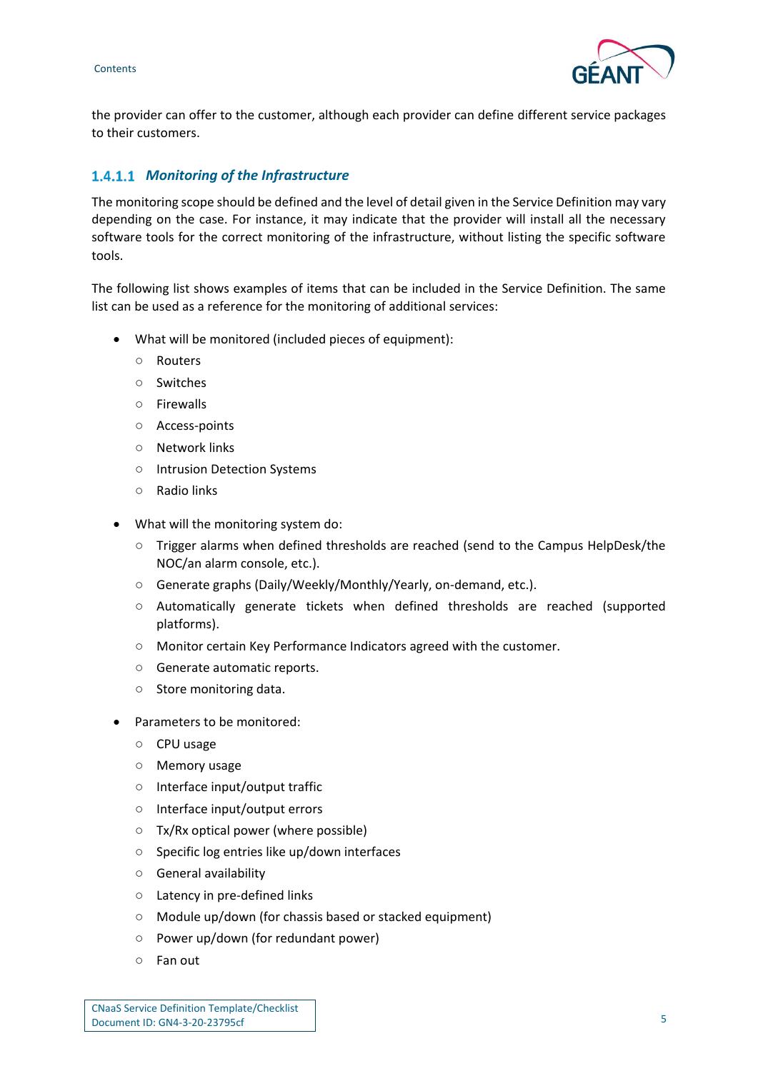the provider can offer to the customer, although each provider can define different service packages to their customers.

#### 1.4.1.1 *Monitoring of the Infrastructure*

The monitoring scope should be defined and the level of detail given in the Service Definition may vary depending on the case. For instance, it may indicate that the provider will install all the necessary software tools for the correct monitoring of the infrastructure, without listing the specific software tools.

The following list shows examples of items that can be included in the Service Definition. The same list can be used as a reference for the monitoring of additional services:

- What will be monitored (included pieces of equipment):
  - Routers
  - Switches
  - Firewalls
  - Access-points
  - Network links
  - Intrusion Detection Systems
  - Radio links
- What will the monitoring system do:
  - Trigger alarms when defined thresholds are reached (send to the Campus HelpDesk/the NOC/an alarm console, etc.).
  - Generate graphs (Daily/Weekly/Monthly/Yearly, on-demand, etc.).
  - Automatically generate tickets when defined thresholds are reached (supported platforms).
  - Monitor certain Key Performance Indicators agreed with the customer.
  - Generate automatic reports.
  - Store monitoring data.
- Parameters to be monitored:
  - CPU usage
  - Memory usage
  - Interface input/output traffic
  - Interface input/output errors
  - Tx/Rx optical power (where possible)
  - Specific log entries like up/down interfaces
  - General availability
  - Latency in pre-defined links
  - Module up/down (for chassis based or stacked equipment)
  - Power up/down (for redundant power)
  - Fan out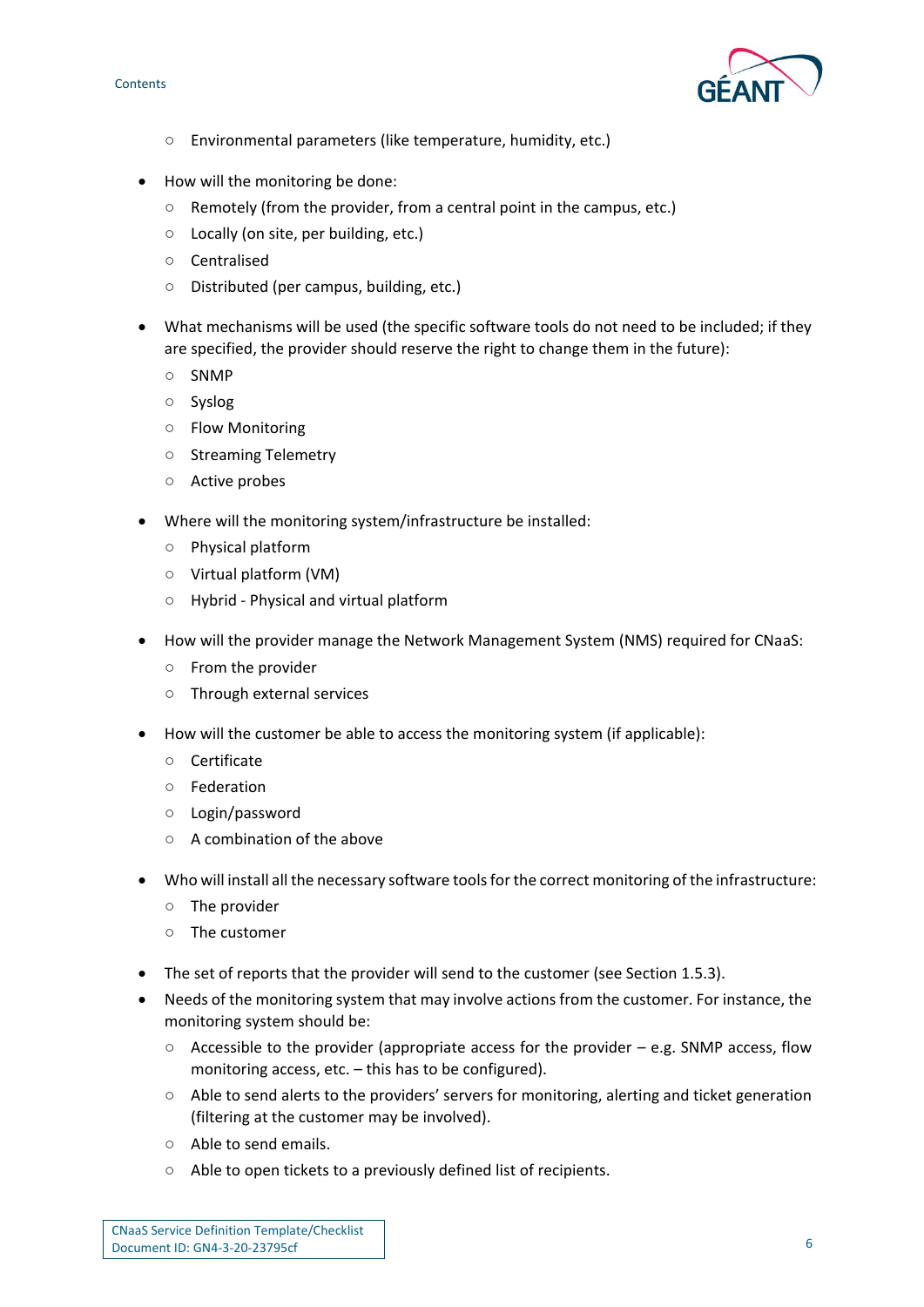- Environmental parameters (like temperature, humidity, etc.)

- How will the monitoring be done:
    - Remotely (from the provider, from a central point in the campus, etc.)
    - Locally (on site, per building, etc.)
    - Centralised
    - Distributed (per campus, building, etc.)

- What mechanisms will be used (the specific software tools do not need to be included; if they are specified, the provider should reserve the right to change them in the future):
    - SNMP
    - Syslog
    - Flow Monitoring
    - Streaming Telemetry
    - Active probes

- Where will the monitoring system/infrastructure be installed:
    - Physical platform
    - Virtual platform (VM)
    - Hybrid - Physical and virtual platform

- How will the provider manage the Network Management System (NMS) required for CNaaS:
    - From the provider
    - Through external services

- How will the customer be able to access the monitoring system (if applicable):
    - Certificate
    - Federation
    - Login/password
    - A combination of the above

- Who will install all the necessary software tools for the correct monitoring of the infrastructure:
    - The provider
    - The customer

- The set of reports that the provider will send to the customer (see Section 1.5.3).
- Needs of the monitoring system that may involve actions from the customer. For instance, the monitoring system should be:
    - Accessible to the provider (appropriate access for the provider – e.g. SNMP access, flow monitoring access, etc. – this has to be configured).
    - Able to send alerts to the providers' servers for monitoring, alerting and ticket generation (filtering at the customer may be involved).
    - Able to send emails.
    - Able to open tickets to a previously defined list of recipients.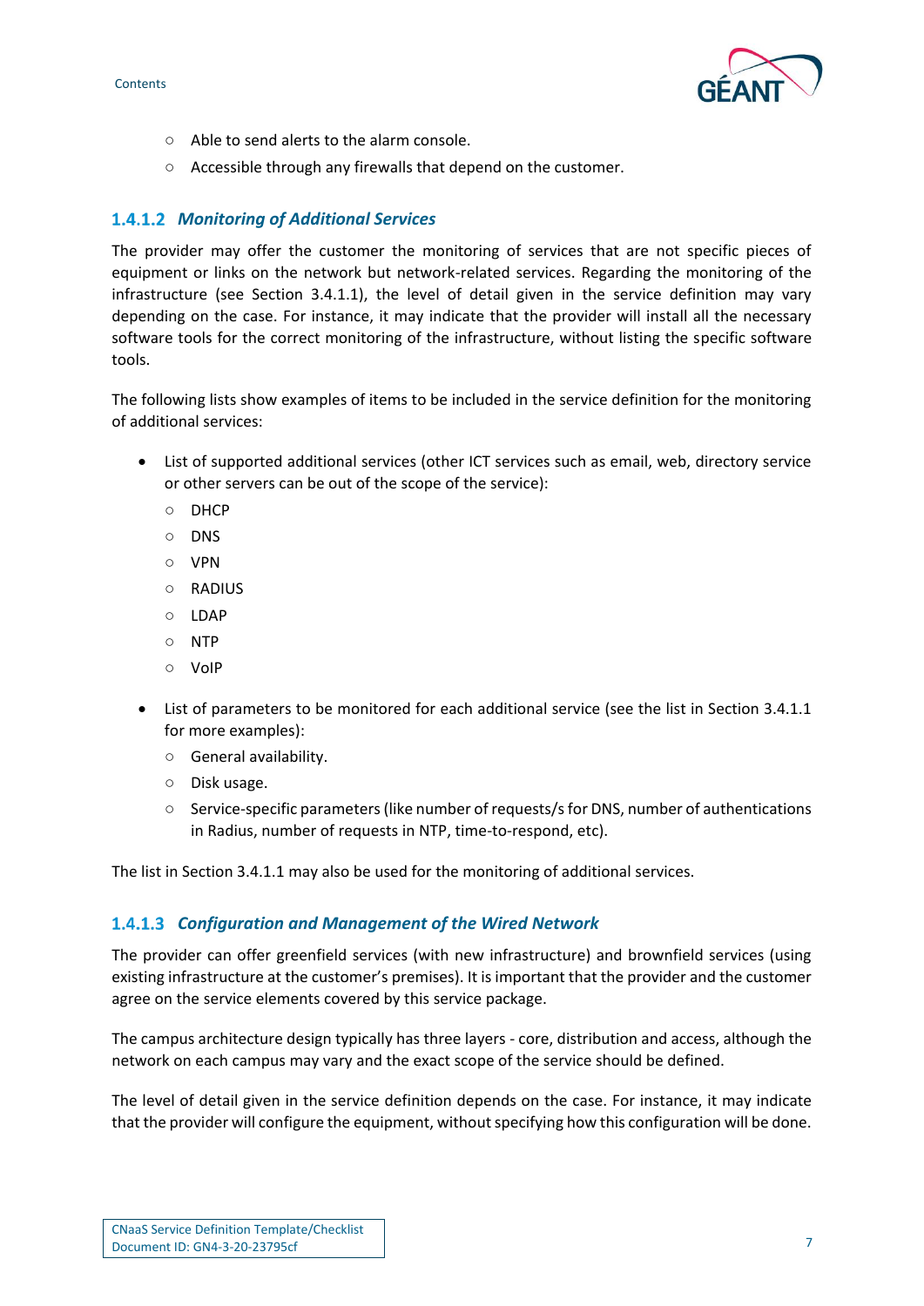- Able to send alerts to the alarm console.
- Accessible through any firewalls that depend on the customer.

### 1.4.1.2 *Monitoring of Additional Services*

The provider may offer the customer the monitoring of services that are not specific pieces of equipment or links on the network but network-related services. Regarding the monitoring of the infrastructure (see Section 3.4.1.1), the level of detail given in the service definition may vary depending on the case. For instance, it may indicate that the provider will install all the necessary software tools for the correct monitoring of the infrastructure, without listing the specific software tools.

The following lists show examples of items to be included in the service definition for the monitoring of additional services:

- List of supported additional services (other ICT services such as email, web, directory service or other servers can be out of the scope of the service):
  - DHCP
  - DNS
  - VPN
  - RADIUS
  - LDAP
  - NTP
  - VoIP
- List of parameters to be monitored for each additional service (see the list in Section 3.4.1.1 for more examples):
  - General availability.
  - Disk usage.
  - Service-specific parameters (like number of requests/s for DNS, number of authentications in Radius, number of requests in NTP, time-to-respond, etc).

The list in Section 3.4.1.1 may also be used for the monitoring of additional services.

### 1.4.1.3 *Configuration and Management of the Wired Network*

The provider can offer greenfield services (with new infrastructure) and brownfield services (using existing infrastructure at the customer's premises). It is important that the provider and the customer agree on the service elements covered by this service package.

The campus architecture design typically has three layers - core, distribution and access, although the network on each campus may vary and the exact scope of the service should be defined.

The level of detail given in the service definition depends on the case. For instance, it may indicate that the provider will configure the equipment, without specifying how this configuration will be done.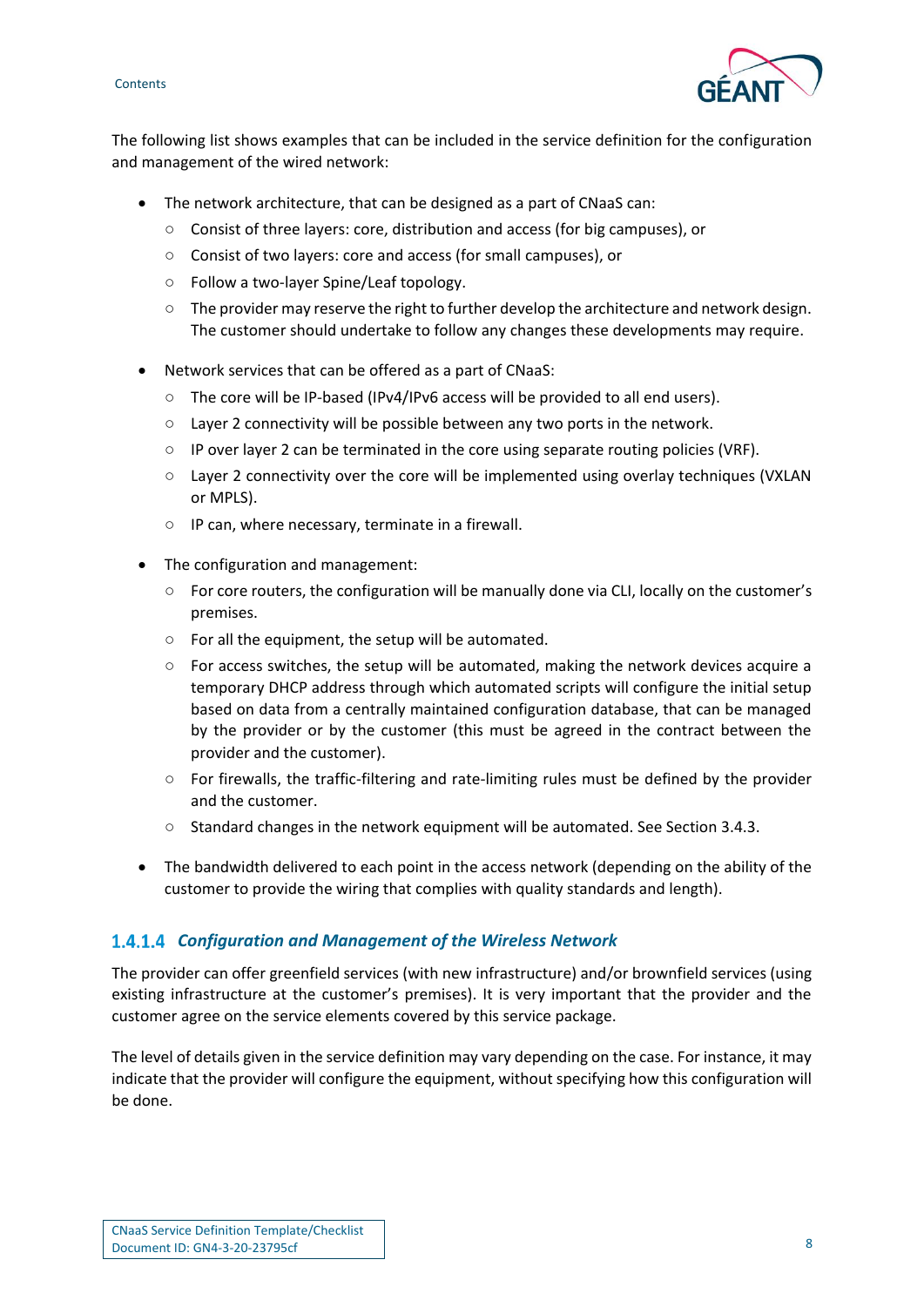The following list shows examples that can be included in the service definition for the configuration and management of the wired network:

- The network architecture, that can be designed as a part of CNaaS can:
  - Consist of three layers: core, distribution and access (for big campuses), or
  - Consist of two layers: core and access (for small campuses), or
  - Follow a two-layer Spine/Leaf topology.
  - The provider may reserve the right to further develop the architecture and network design. The customer should undertake to follow any changes these developments may require.

- Network services that can be offered as a part of CNaaS:
  - The core will be IP-based (IPv4/IPv6 access will be provided to all end users).
  - Layer 2 connectivity will be possible between any two ports in the network.
  - IP over layer 2 can be terminated in the core using separate routing policies (VRF).
  - Layer 2 connectivity over the core will be implemented using overlay techniques (VXLAN or MPLS).
  - IP can, where necessary, terminate in a firewall.

- The configuration and management:
  - For core routers, the configuration will be manually done via CLI, locally on the customer's premises.
  - For all the equipment, the setup will be automated.
  - For access switches, the setup will be automated, making the network devices acquire a temporary DHCP address through which automated scripts will configure the initial setup based on data from a centrally maintained configuration database, that can be managed by the provider or by the customer (this must be agreed in the contract between the provider and the customer).
  - For firewalls, the traffic-filtering and rate-limiting rules must be defined by the provider and the customer.
  - Standard changes in the network equipment will be automated. See Section 3.4.3.

- The bandwidth delivered to each point in the access network (depending on the ability of the customer to provide the wiring that complies with quality standards and length).

#### 1.4.1.4 *Configuration and Management of the Wireless Network*

The provider can offer greenfield services (with new infrastructure) and/or brownfield services (using existing infrastructure at the customer's premises). It is very important that the provider and the customer agree on the service elements covered by this service package.

The level of details given in the service definition may vary depending on the case. For instance, it may indicate that the provider will configure the equipment, without specifying how this configuration will be done.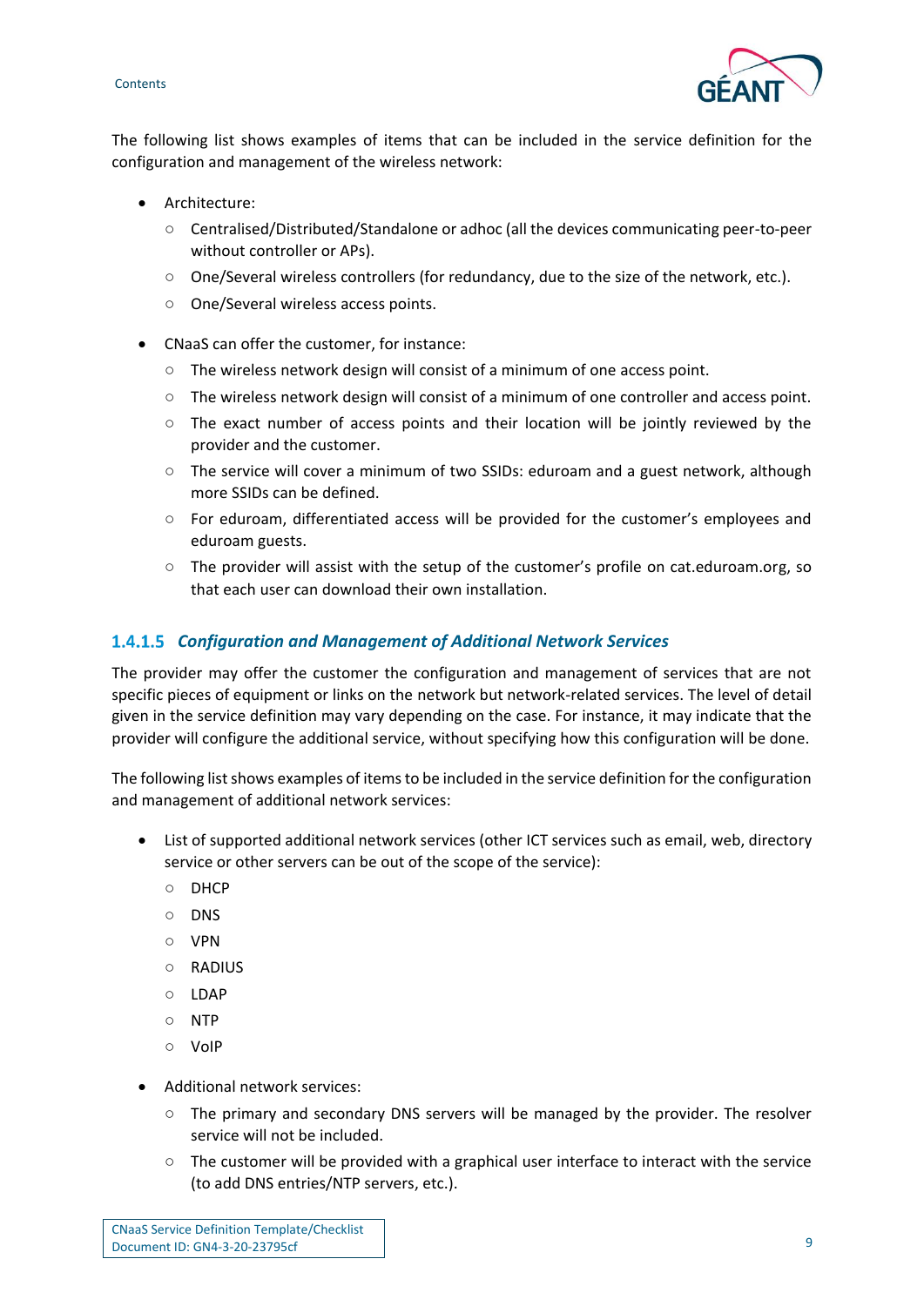The following list shows examples of items that can be included in the service definition for the configuration and management of the wireless network:

- Architecture:
  - Centralised/Distributed/Standalone or adhoc (all the devices communicating peer-to-peer without controller or APs).
  - One/Several wireless controllers (for redundancy, due to the size of the network, etc.).
  - One/Several wireless access points.

- CNaaS can offer the customer, for instance:
  - The wireless network design will consist of a minimum of one access point.
  - The wireless network design will consist of a minimum of one controller and access point.
  - The exact number of access points and their location will be jointly reviewed by the provider and the customer.
  - The service will cover a minimum of two SSIDs: eduroam and a guest network, although more SSIDs can be defined.
  - For eduroam, differentiated access will be provided for the customer's employees and eduroam guests.
  - The provider will assist with the setup of the customer's profile on cat.eduroam.org, so that each user can download their own installation.

#### 1.4.1.5 *Configuration and Management of Additional Network Services*

The provider may offer the customer the configuration and management of services that are not specific pieces of equipment or links on the network but network-related services. The level of detail given in the service definition may vary depending on the case. For instance, it may indicate that the provider will configure the additional service, without specifying how this configuration will be done.

The following list shows examples of items to be included in the service definition for the configuration and management of additional network services:

- List of supported additional network services (other ICT services such as email, web, directory service or other servers can be out of the scope of the service):
  - DHCP
  - DNS
  - VPN
  - RADIUS
  - LDAP
  - NTP
  - VoIP

- Additional network services:
  - The primary and secondary DNS servers will be managed by the provider. The resolver service will not be included.
  - The customer will be provided with a graphical user interface to interact with the service (to add DNS entries/NTP servers, etc.).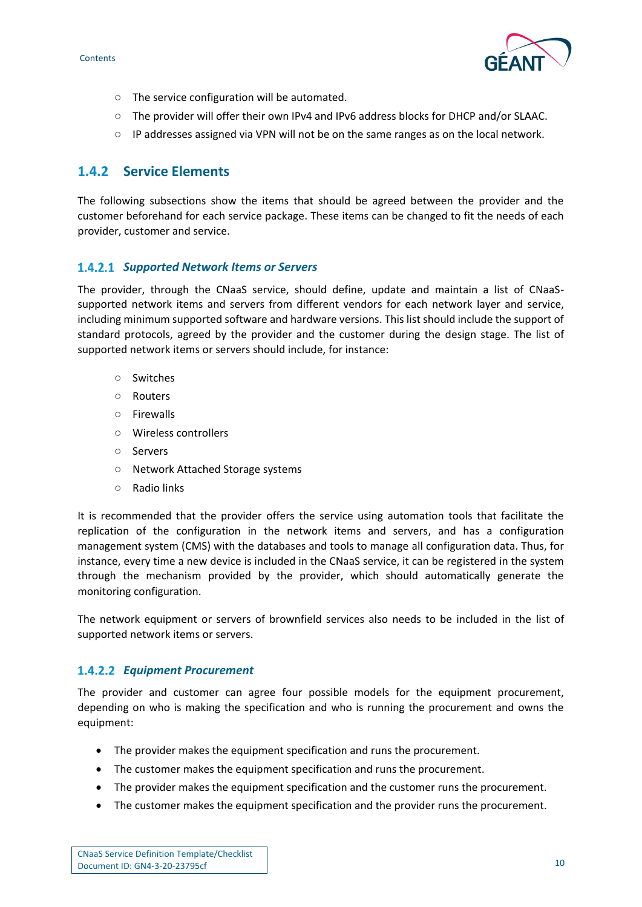- The service configuration will be automated.
- The provider will offer their own IPv4 and IPv6 address blocks for DHCP and/or SLAAC.
- IP addresses assigned via VPN will not be on the same ranges as on the local network.

## 1.4.2 Service Elements

The following subsections show the items that should be agreed between the provider and the customer beforehand for each service package. These items can be changed to fit the needs of each provider, customer and service.

### 1.4.2.1 *Supported Network Items or Servers*

The provider, through the CNaaS service, should define, update and maintain a list of CNaaS-supported network items and servers from different vendors for each network layer and service, including minimum supported software and hardware versions. This list should include the support of standard protocols, agreed by the provider and the customer during the design stage. The list of supported network items or servers should include, for instance:

- Switches
- Routers
- Firewalls
- Wireless controllers
- Servers
- Network Attached Storage systems
- Radio links

It is recommended that the provider offers the service using automation tools that facilitate the replication of the configuration in the network items and servers, and has a configuration management system (CMS) with the databases and tools to manage all configuration data. Thus, for instance, every time a new device is included in the CNaaS service, it can be registered in the system through the mechanism provided by the provider, which should automatically generate the monitoring configuration.

The network equipment or servers of brownfield services also needs to be included in the list of supported network items or servers.

### 1.4.2.2 *Equipment Procurement*

The provider and customer can agree four possible models for the equipment procurement, depending on who is making the specification and who is running the procurement and owns the equipment:

- The provider makes the equipment specification and runs the procurement.
- The customer makes the equipment specification and runs the procurement.
- The provider makes the equipment specification and the customer runs the procurement.
- The customer makes the equipment specification and the provider runs the procurement.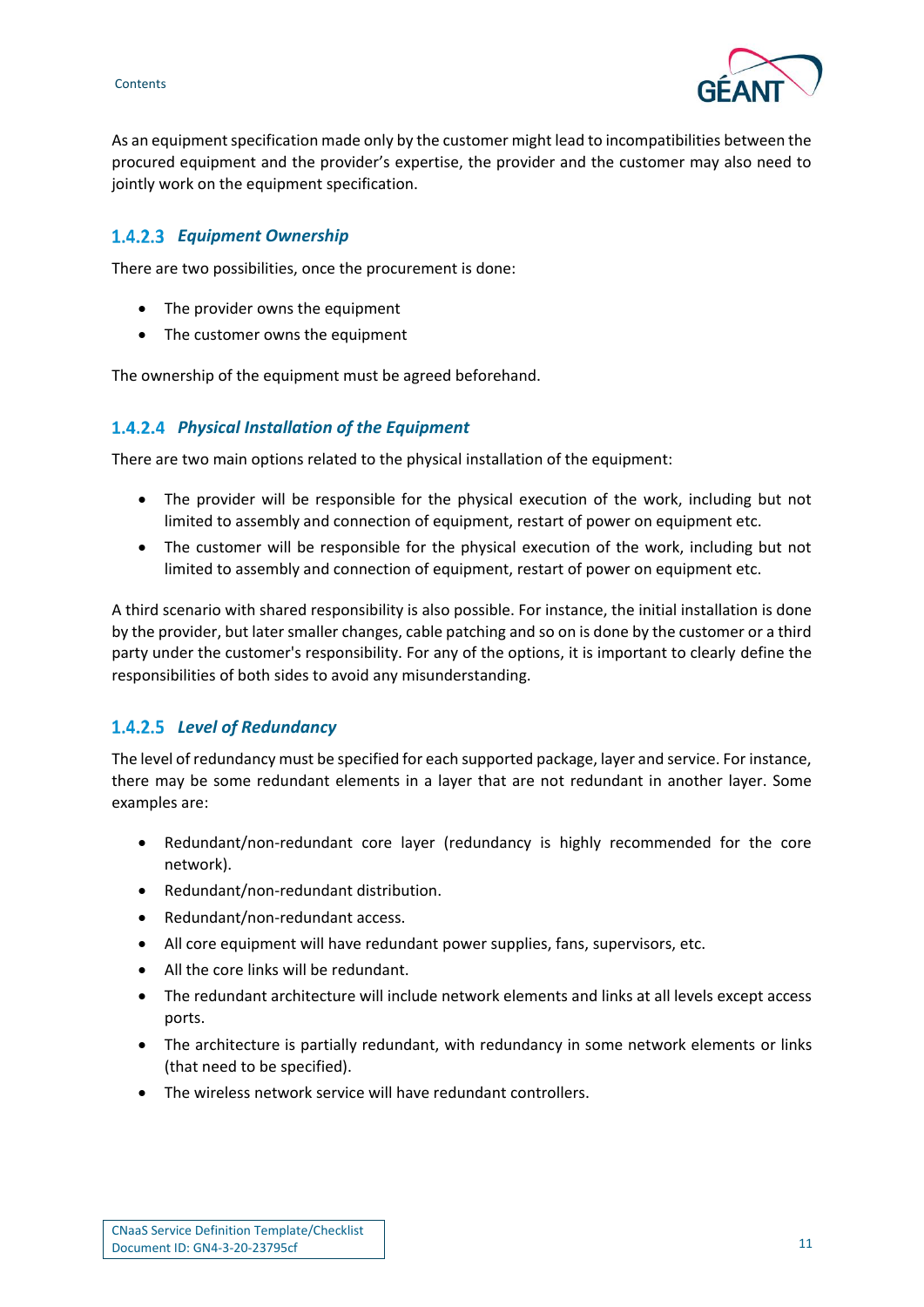As an equipment specification made only by the customer might lead to incompatibilities between the procured equipment and the provider's expertise, the provider and the customer may also need to jointly work on the equipment specification.

#### 1.4.2.3 *Equipment Ownership*

There are two possibilities, once the procurement is done:

- The provider owns the equipment
- The customer owns the equipment

The ownership of the equipment must be agreed beforehand.

#### 1.4.2.4 *Physical Installation of the Equipment*

There are two main options related to the physical installation of the equipment:

- The provider will be responsible for the physical execution of the work, including but not limited to assembly and connection of equipment, restart of power on equipment etc.
- The customer will be responsible for the physical execution of the work, including but not limited to assembly and connection of equipment, restart of power on equipment etc.

A third scenario with shared responsibility is also possible. For instance, the initial installation is done by the provider, but later smaller changes, cable patching and so on is done by the customer or a third party under the customer's responsibility. For any of the options, it is important to clearly define the responsibilities of both sides to avoid any misunderstanding.

#### 1.4.2.5 *Level of Redundancy*

The level of redundancy must be specified for each supported package, layer and service. For instance, there may be some redundant elements in a layer that are not redundant in another layer. Some examples are:

- Redundant/non-redundant core layer (redundancy is highly recommended for the core network).
- Redundant/non-redundant distribution.
- Redundant/non-redundant access.
- All core equipment will have redundant power supplies, fans, supervisors, etc.
- All the core links will be redundant.
- The redundant architecture will include network elements and links at all levels except access ports.
- The architecture is partially redundant, with redundancy in some network elements or links (that need to be specified).
- The wireless network service will have redundant controllers.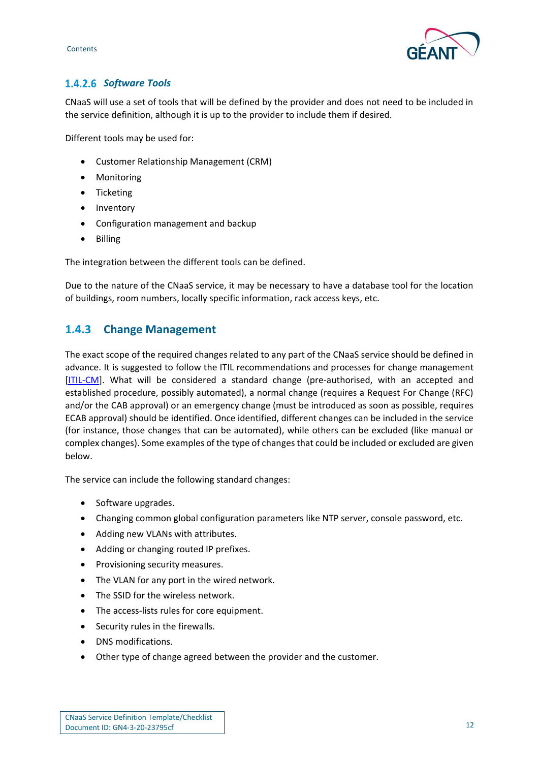#### 1.4.2.6 *Software Tools*

CNaaS will use a set of tools that will be defined by the provider and does not need to be included in the service definition, although it is up to the provider to include them if desired.

Different tools may be used for:

- Customer Relationship Management (CRM)
- Monitoring
- Ticketing
- Inventory
- Configuration management and backup
- Billing

The integration between the different tools can be defined.

Due to the nature of the CNaaS service, it may be necessary to have a database tool for the location of buildings, room numbers, locally specific information, rack access keys, etc.

### 1.4.3 Change Management

The exact scope of the required changes related to any part of the CNaaS service should be defined in advance. It is suggested to follow the ITIL recommendations and processes for change management [ITIL-CM]. What will be considered a standard change (pre-authorised, with an accepted and established procedure, possibly automated), a normal change (requires a Request For Change (RFC) and/or the CAB approval) or an emergency change (must be introduced as soon as possible, requires ECAB approval) should be identified. Once identified, different changes can be included in the service (for instance, those changes that can be automated), while others can be excluded (like manual or complex changes). Some examples of the type of changes that could be included or excluded are given below.

The service can include the following standard changes:

- Software upgrades.
- Changing common global configuration parameters like NTP server, console password, etc.
- Adding new VLANs with attributes.
- Adding or changing routed IP prefixes.
- Provisioning security measures.
- The VLAN for any port in the wired network.
- The SSID for the wireless network.
- The access-lists rules for core equipment.
- Security rules in the firewalls.
- DNS modifications.
- Other type of change agreed between the provider and the customer.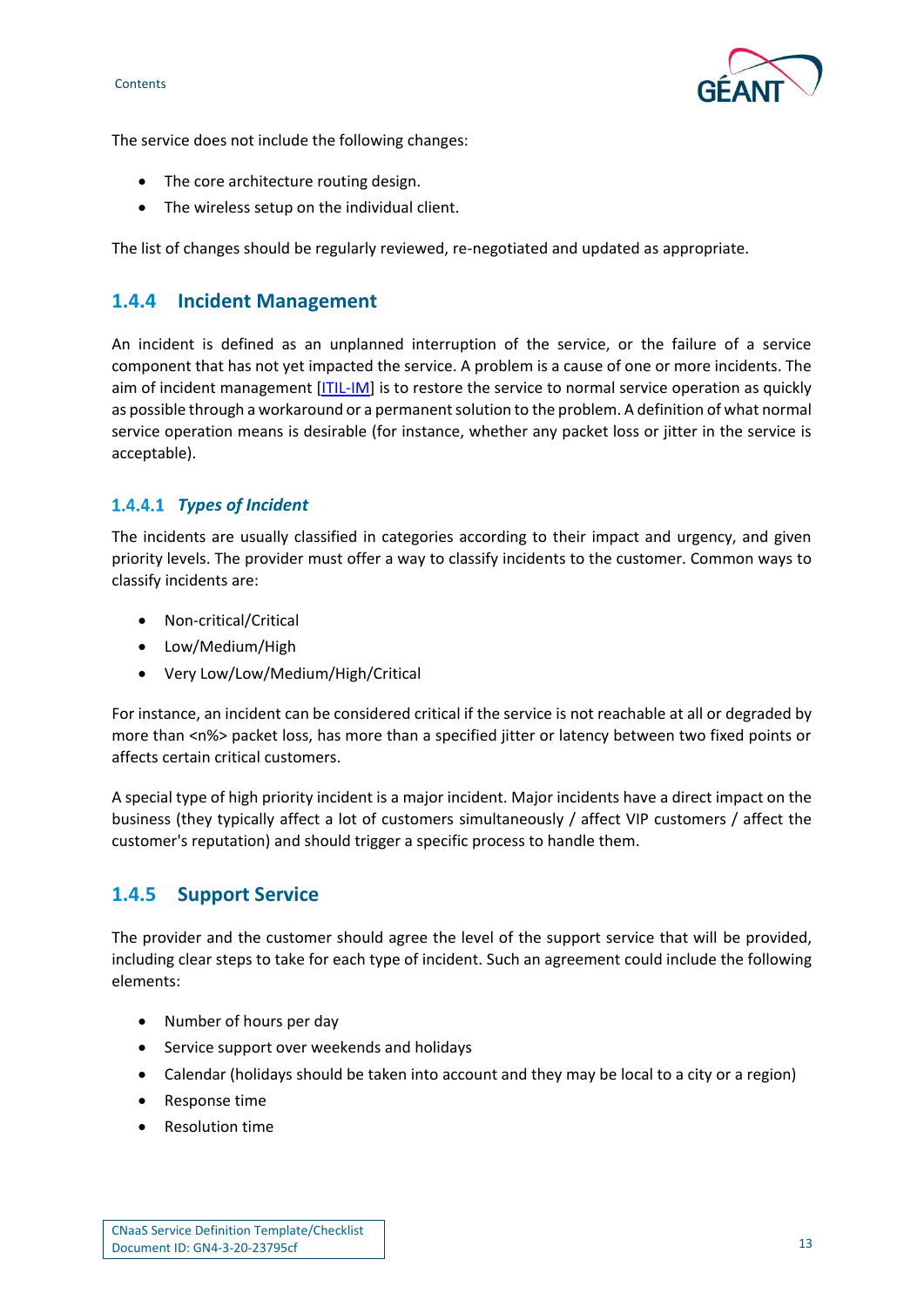The service does not include the following changes:

- The core architecture routing design.
- The wireless setup on the individual client.

The list of changes should be regularly reviewed, re-negotiated and updated as appropriate.

### 1.4.4 Incident Management

An incident is defined as an unplanned interruption of the service, or the failure of a service component that has not yet impacted the service. A problem is a cause of one or more incidents. The aim of incident management [ITIL-IM] is to restore the service to normal service operation as quickly as possible through a workaround or a permanent solution to the problem. A definition of what normal service operation means is desirable (for instance, whether any packet loss or jitter in the service is acceptable).

#### 1.4.4.1 *Types of Incident*

The incidents are usually classified in categories according to their impact and urgency, and given priority levels. The provider must offer a way to classify incidents to the customer. Common ways to classify incidents are:

- Non-critical/Critical
- Low/Medium/High
- Very Low/Low/Medium/High/Critical

For instance, an incident can be considered critical if the service is not reachable at all or degraded by more than <n%> packet loss, has more than a specified jitter or latency between two fixed points or affects certain critical customers.

A special type of high priority incident is a major incident. Major incidents have a direct impact on the business (they typically affect a lot of customers simultaneously / affect VIP customers / affect the customer's reputation) and should trigger a specific process to handle them.

### 1.4.5 Support Service

The provider and the customer should agree the level of the support service that will be provided, including clear steps to take for each type of incident. Such an agreement could include the following elements:

- Number of hours per day
- Service support over weekends and holidays
- Calendar (holidays should be taken into account and they may be local to a city or a region)
- Response time
- Resolution time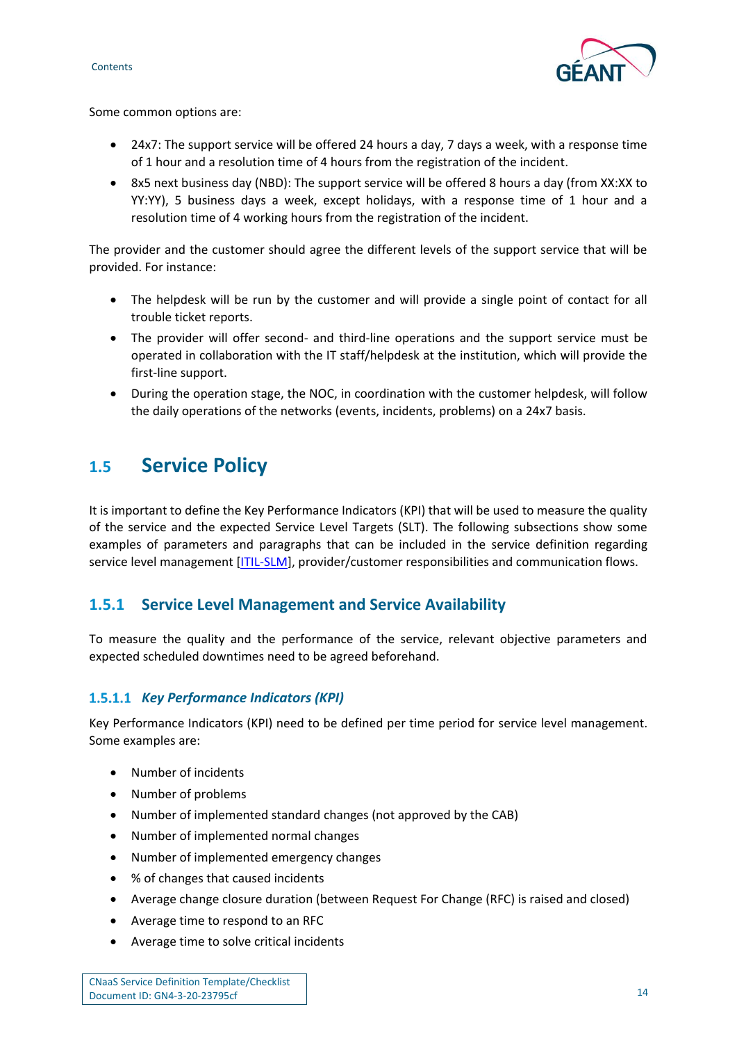Some common options are:

- 24x7: The support service will be offered 24 hours a day, 7 days a week, with a response time of 1 hour and a resolution time of 4 hours from the registration of the incident.
- 8x5 next business day (NBD): The support service will be offered 8 hours a day (from XX:XX to YY:YY), 5 business days a week, except holidays, with a response time of 1 hour and a resolution time of 4 working hours from the registration of the incident.

The provider and the customer should agree the different levels of the support service that will be provided. For instance:

- The helpdesk will be run by the customer and will provide a single point of contact for all trouble ticket reports.
- The provider will offer second- and third-line operations and the support service must be operated in collaboration with the IT staff/helpdesk at the institution, which will provide the first-line support.
- During the operation stage, the NOC, in coordination with the customer helpdesk, will follow the daily operations of the networks (events, incidents, problems) on a 24x7 basis.

## 1.5 Service Policy

It is important to define the Key Performance Indicators (KPI) that will be used to measure the quality of the service and the expected Service Level Targets (SLT). The following subsections show some examples of parameters and paragraphs that can be included in the service definition regarding service level management [ITIL-SLM], provider/customer responsibilities and communication flows.

### 1.5.1 Service Level Management and Service Availability

To measure the quality and the performance of the service, relevant objective parameters and expected scheduled downtimes need to be agreed beforehand.

#### 1.5.1.1 *Key Performance Indicators (KPI)*

Key Performance Indicators (KPI) need to be defined per time period for service level management. Some examples are:

- Number of incidents
- Number of problems
- Number of implemented standard changes (not approved by the CAB)
- Number of implemented normal changes
- Number of implemented emergency changes
- % of changes that caused incidents
- Average change closure duration (between Request For Change (RFC) is raised and closed)
- Average time to respond to an RFC
- Average time to solve critical incidents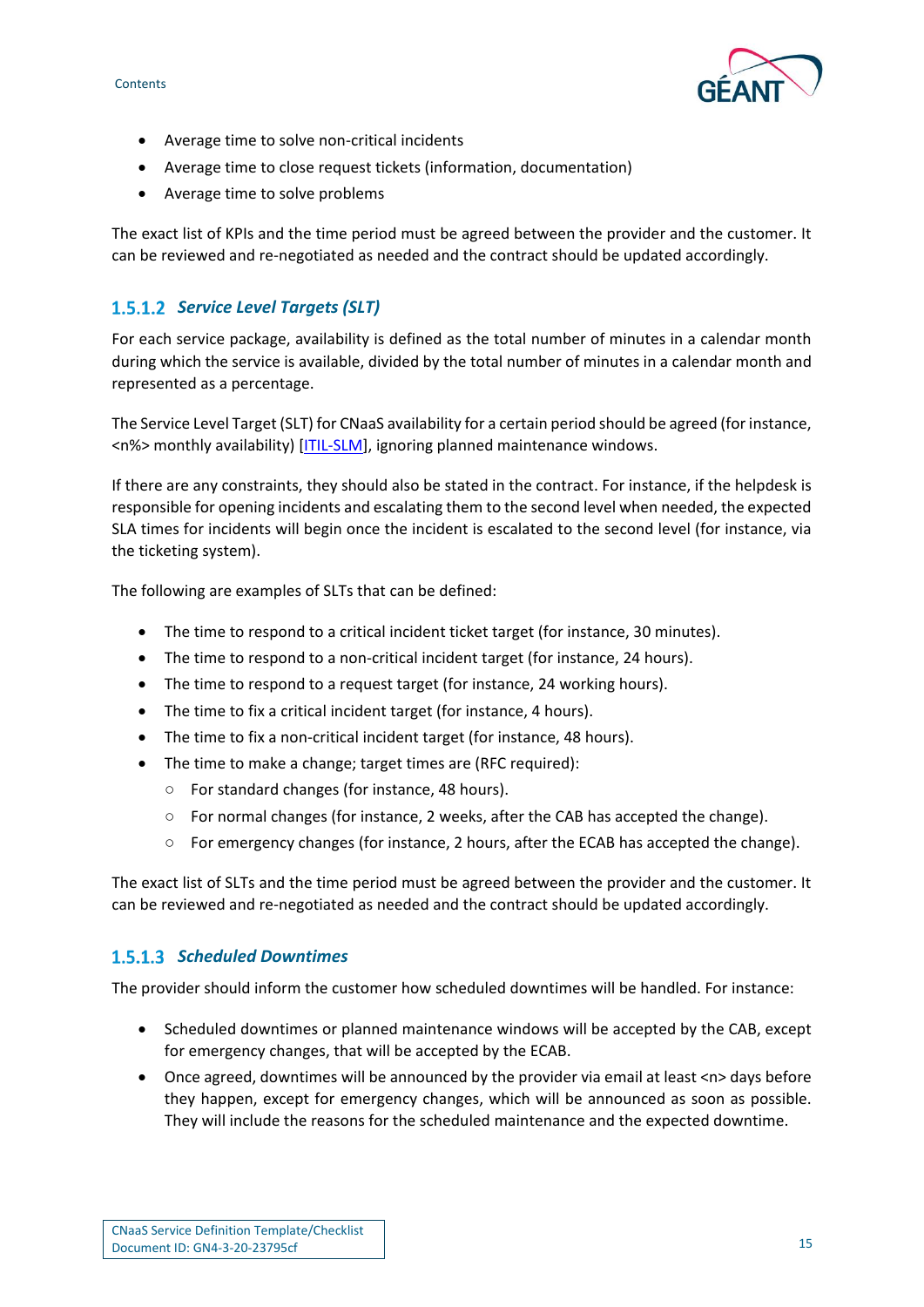- Average time to solve non-critical incidents
- Average time to close request tickets (information, documentation)
- Average time to solve problems

The exact list of KPIs and the time period must be agreed between the provider and the customer. It can be reviewed and re-negotiated as needed and the contract should be updated accordingly.

#### 1.5.1.2 *Service Level Targets (SLT)*

For each service package, availability is defined as the total number of minutes in a calendar month during which the service is available, divided by the total number of minutes in a calendar month and represented as a percentage.

The Service Level Target (SLT) for CNaaS availability for a certain period should be agreed (for instance, <n%> monthly availability) [ITIL-SLM], ignoring planned maintenance windows.

If there are any constraints, they should also be stated in the contract. For instance, if the helpdesk is responsible for opening incidents and escalating them to the second level when needed, the expected SLA times for incidents will begin once the incident is escalated to the second level (for instance, via the ticketing system).

The following are examples of SLTs that can be defined:

- The time to respond to a critical incident ticket target (for instance, 30 minutes).
- The time to respond to a non-critical incident target (for instance, 24 hours).
- The time to respond to a request target (for instance, 24 working hours).
- The time to fix a critical incident target (for instance, 4 hours).
- The time to fix a non-critical incident target (for instance, 48 hours).
- The time to make a change; target times are (RFC required):
  - For standard changes (for instance, 48 hours).
  - For normal changes (for instance, 2 weeks, after the CAB has accepted the change).
  - For emergency changes (for instance, 2 hours, after the ECAB has accepted the change).

The exact list of SLTs and the time period must be agreed between the provider and the customer. It can be reviewed and re-negotiated as needed and the contract should be updated accordingly.

#### 1.5.1.3 *Scheduled Downtimes*

The provider should inform the customer how scheduled downtimes will be handled. For instance:

- Scheduled downtimes or planned maintenance windows will be accepted by the CAB, except for emergency changes, that will be accepted by the ECAB.
- Once agreed, downtimes will be announced by the provider via email at least <n> days before they happen, except for emergency changes, which will be announced as soon as possible. They will include the reasons for the scheduled maintenance and the expected downtime.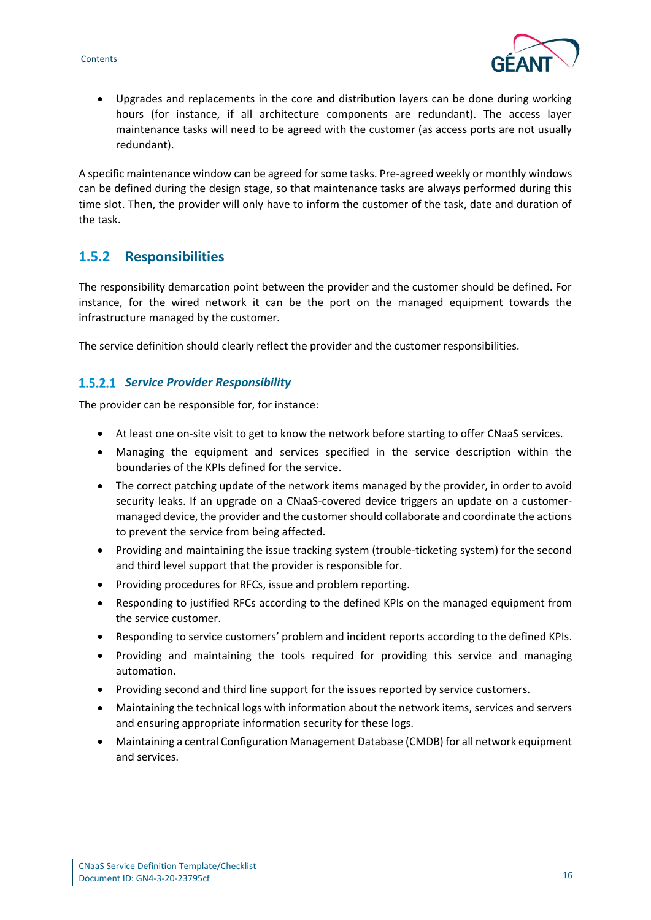- Upgrades and replacements in the core and distribution layers can be done during working hours (for instance, if all architecture components are redundant). The access layer maintenance tasks will need to be agreed with the customer (as access ports are not usually redundant).

A specific maintenance window can be agreed for some tasks. Pre-agreed weekly or monthly windows can be defined during the design stage, so that maintenance tasks are always performed during this time slot. Then, the provider will only have to inform the customer of the task, date and duration of the task.

## 1.5.2 Responsibilities

The responsibility demarcation point between the provider and the customer should be defined. For instance, for the wired network it can be the port on the managed equipment towards the infrastructure managed by the customer.

The service definition should clearly reflect the provider and the customer responsibilities.

### 1.5.2.1 *Service Provider Responsibility*

The provider can be responsible for, for instance:

- At least one on-site visit to get to know the network before starting to offer CNaaS services.
- Managing the equipment and services specified in the service description within the boundaries of the KPIs defined for the service.
- The correct patching update of the network items managed by the provider, in order to avoid security leaks. If an upgrade on a CNaaS-covered device triggers an update on a customer-managed device, the provider and the customer should collaborate and coordinate the actions to prevent the service from being affected.
- Providing and maintaining the issue tracking system (trouble-ticketing system) for the second and third level support that the provider is responsible for.
- Providing procedures for RFCs, issue and problem reporting.
- Responding to justified RFCs according to the defined KPIs on the managed equipment from the service customer.
- Responding to service customers' problem and incident reports according to the defined KPIs.
- Providing and maintaining the tools required for providing this service and managing automation.
- Providing second and third line support for the issues reported by service customers.
- Maintaining the technical logs with information about the network items, services and servers and ensuring appropriate information security for these logs.
- Maintaining a central Configuration Management Database (CMDB) for all network equipment and services.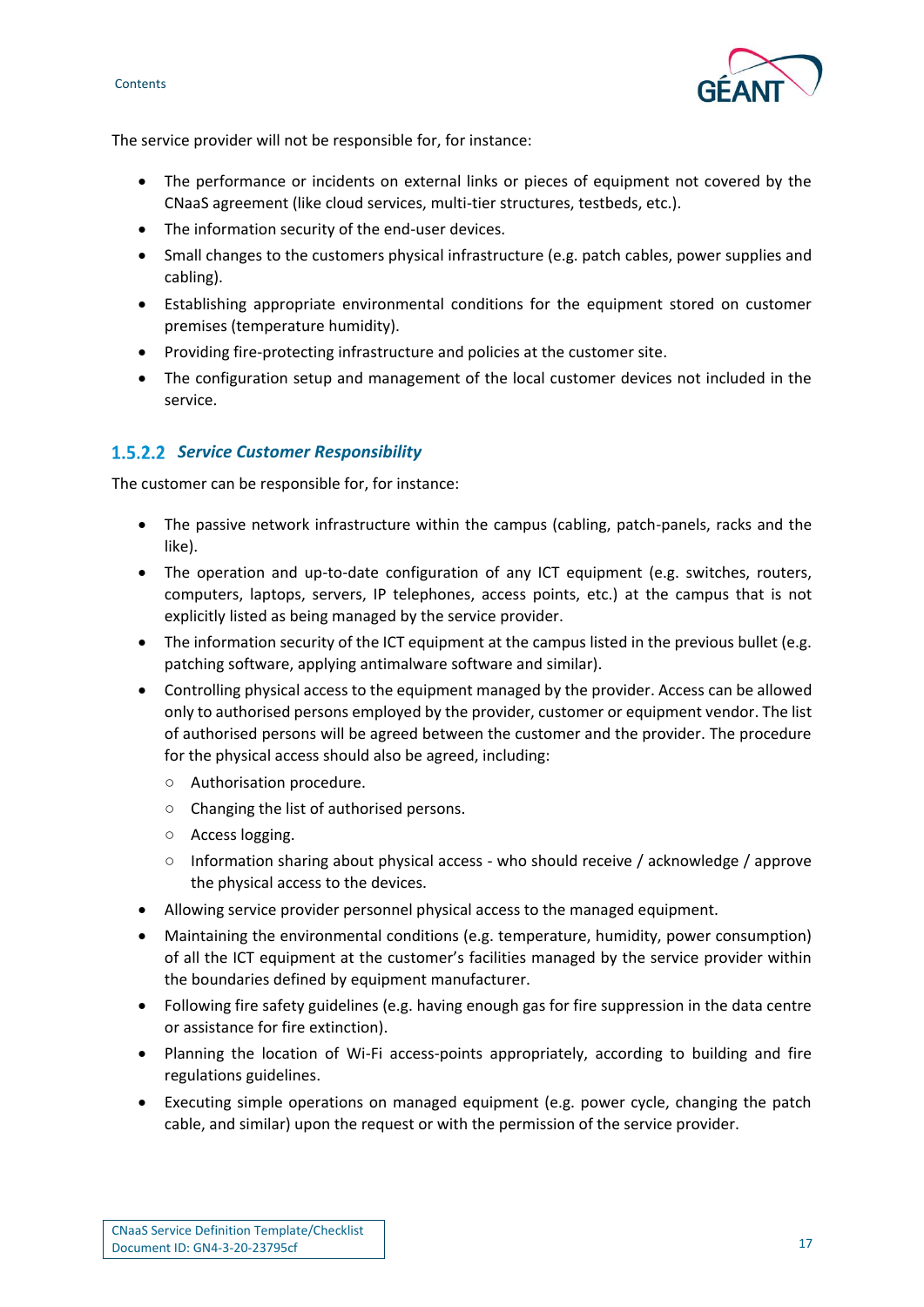The service provider will not be responsible for, for instance:

- The performance or incidents on external links or pieces of equipment not covered by the CNaaS agreement (like cloud services, multi-tier structures, testbeds, etc.).
- The information security of the end-user devices.
- Small changes to the customers physical infrastructure (e.g. patch cables, power supplies and cabling).
- Establishing appropriate environmental conditions for the equipment stored on customer premises (temperature humidity).
- Providing fire-protecting infrastructure and policies at the customer site.
- The configuration setup and management of the local customer devices not included in the service.

#### 1.5.2.2 *Service Customer Responsibility*

The customer can be responsible for, for instance:

- The passive network infrastructure within the campus (cabling, patch-panels, racks and the like).
- The operation and up-to-date configuration of any ICT equipment (e.g. switches, routers, computers, laptops, servers, IP telephones, access points, etc.) at the campus that is not explicitly listed as being managed by the service provider.
- The information security of the ICT equipment at the campus listed in the previous bullet (e.g. patching software, applying antimalware software and similar).
- Controlling physical access to the equipment managed by the provider. Access can be allowed only to authorised persons employed by the provider, customer or equipment vendor. The list of authorised persons will be agreed between the customer and the provider. The procedure for the physical access should also be agreed, including:
  - Authorisation procedure.
  - Changing the list of authorised persons.
  - Access logging.
  - Information sharing about physical access - who should receive / acknowledge / approve the physical access to the devices.
- Allowing service provider personnel physical access to the managed equipment.
- Maintaining the environmental conditions (e.g. temperature, humidity, power consumption) of all the ICT equipment at the customer's facilities managed by the service provider within the boundaries defined by equipment manufacturer.
- Following fire safety guidelines (e.g. having enough gas for fire suppression in the data centre or assistance for fire extinction).
- Planning the location of Wi-Fi access-points appropriately, according to building and fire regulations guidelines.
- Executing simple operations on managed equipment (e.g. power cycle, changing the patch cable, and similar) upon the request or with the permission of the service provider.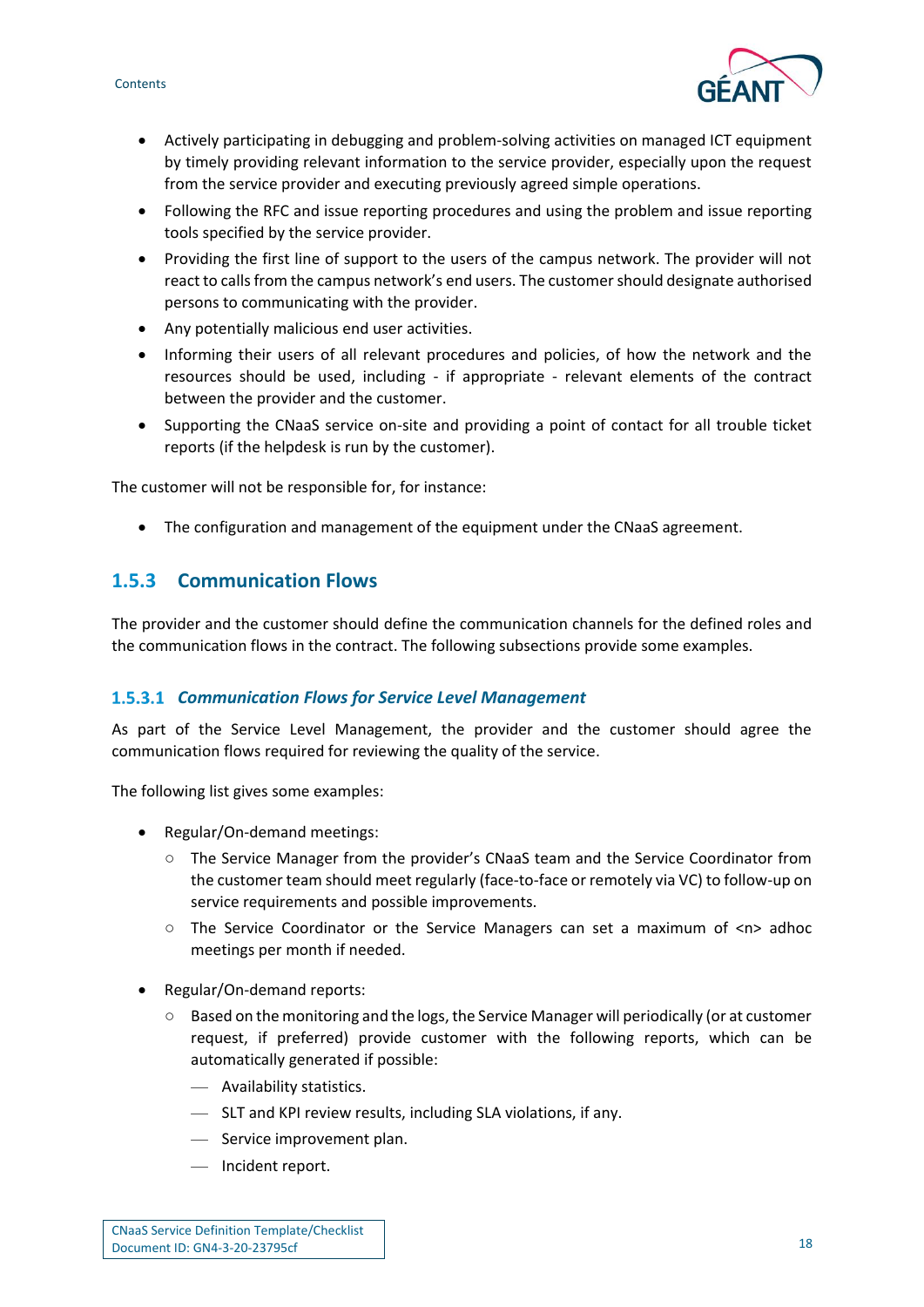- Actively participating in debugging and problem-solving activities on managed ICT equipment by timely providing relevant information to the service provider, especially upon the request from the service provider and executing previously agreed simple operations.
- Following the RFC and issue reporting procedures and using the problem and issue reporting tools specified by the service provider.
- Providing the first line of support to the users of the campus network. The provider will not react to calls from the campus network's end users. The customer should designate authorised persons to communicating with the provider.
- Any potentially malicious end user activities.
- Informing their users of all relevant procedures and policies, of how the network and the resources should be used, including - if appropriate - relevant elements of the contract between the provider and the customer.
- Supporting the CNaaS service on-site and providing a point of contact for all trouble ticket reports (if the helpdesk is run by the customer).

The customer will not be responsible for, for instance:

- The configuration and management of the equipment under the CNaaS agreement.

### 1.5.3 Communication Flows

The provider and the customer should define the communication channels for the defined roles and the communication flows in the contract. The following subsections provide some examples.

#### 1.5.3.1 *Communication Flows for Service Level Management*

As part of the Service Level Management, the provider and the customer should agree the communication flows required for reviewing the quality of the service.

The following list gives some examples:

- Regular/On-demand meetings:
  - The Service Manager from the provider's CNaaS team and the Service Coordinator from the customer team should meet regularly (face-to-face or remotely via VC) to follow-up on service requirements and possible improvements.
  - The Service Coordinator or the Service Managers can set a maximum of <n> adhoc meetings per month if needed.
- Regular/On-demand reports:
  - Based on the monitoring and the logs, the Service Manager will periodically (or at customer request, if preferred) provide customer with the following reports, which can be automatically generated if possible:
    - Availability statistics.
    - SLT and KPI review results, including SLA violations, if any.
    - Service improvement plan.
    - Incident report.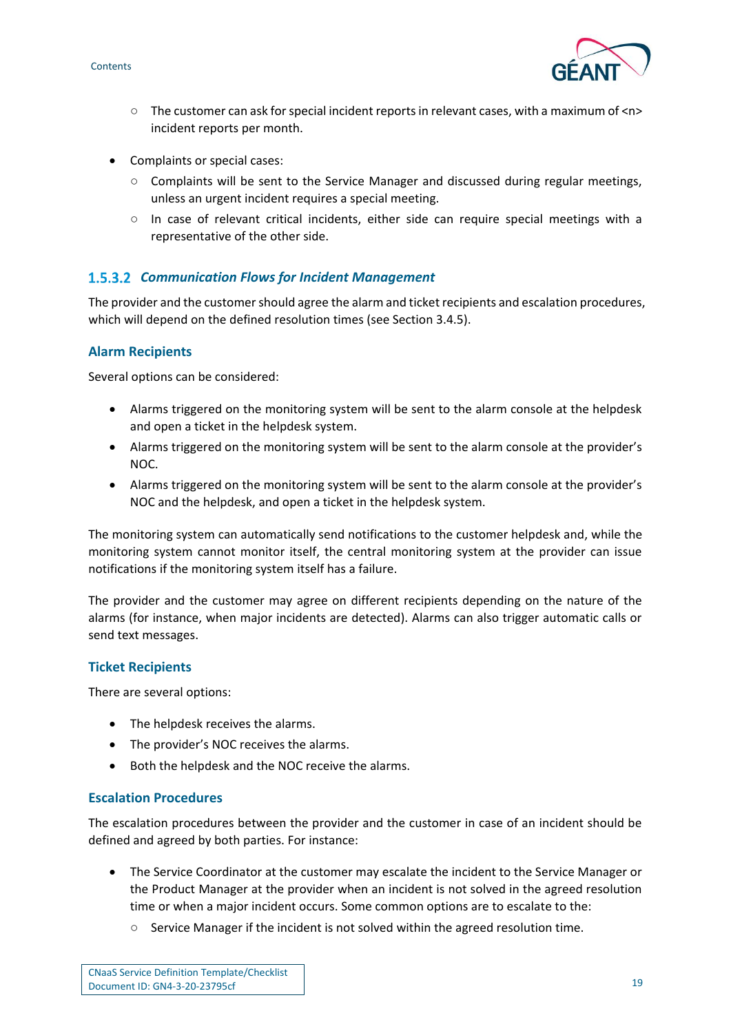- The customer can ask for special incident reports in relevant cases, with a maximum of <n> incident reports per month.

- Complaints or special cases:
   - Complaints will be sent to the Service Manager and discussed during regular meetings, unless an urgent incident requires a special meeting.
   - In case of relevant critical incidents, either side can require special meetings with a representative of the other side.

#### 1.5.3.2 *Communication Flows for Incident Management*

The provider and the customer should agree the alarm and ticket recipients and escalation procedures, which will depend on the defined resolution times (see Section 3.4.5).

**Alarm Recipients**

Several options can be considered:

- Alarms triggered on the monitoring system will be sent to the alarm console at the helpdesk and open a ticket in the helpdesk system.
- Alarms triggered on the monitoring system will be sent to the alarm console at the provider's NOC.
- Alarms triggered on the monitoring system will be sent to the alarm console at the provider's NOC and the helpdesk, and open a ticket in the helpdesk system.

The monitoring system can automatically send notifications to the customer helpdesk and, while the monitoring system cannot monitor itself, the central monitoring system at the provider can issue notifications if the monitoring system itself has a failure.

The provider and the customer may agree on different recipients depending on the nature of the alarms (for instance, when major incidents are detected). Alarms can also trigger automatic calls or send text messages.

**Ticket Recipients**

There are several options:

- The helpdesk receives the alarms.
- The provider's NOC receives the alarms.
- Both the helpdesk and the NOC receive the alarms.

**Escalation Procedures**

The escalation procedures between the provider and the customer in case of an incident should be defined and agreed by both parties. For instance:

- The Service Coordinator at the customer may escalate the incident to the Service Manager or the Product Manager at the provider when an incident is not solved in the agreed resolution time or when a major incident occurs. Some common options are to escalate to the:
   - Service Manager if the incident is not solved within the agreed resolution time.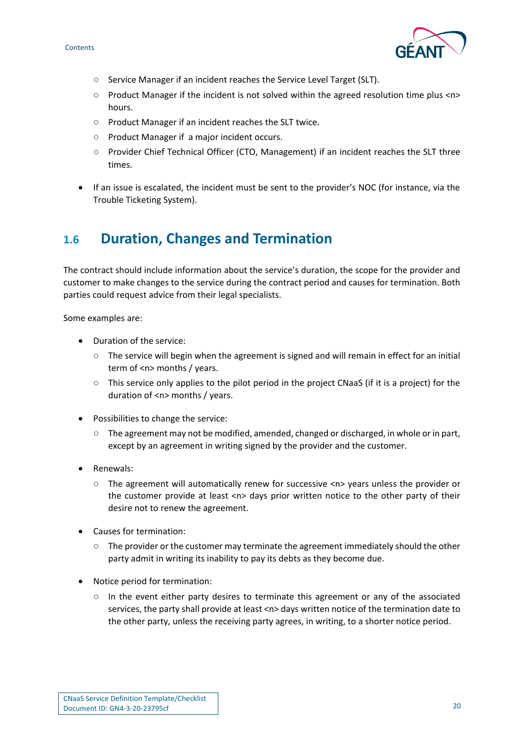- Service Manager if an incident reaches the Service Level Target (SLT).
  - Product Manager if the incident is not solved within the agreed resolution time plus <n> hours.
  - Product Manager if an incident reaches the SLT twice.
  - Product Manager if a major incident occurs.
  - Provider Chief Technical Officer (CTO, Management) if an incident reaches the SLT three times.

- If an issue is escalated, the incident must be sent to the provider's NOC (for instance, via the Trouble Ticketing System).

## 1.6 Duration, Changes and Termination

The contract should include information about the service's duration, the scope for the provider and customer to make changes to the service during the contract period and causes for termination. Both parties could request advice from their legal specialists.

Some examples are:

- Duration of the service:
  - The service will begin when the agreement is signed and will remain in effect for an initial term of <n> months / years.
  - This service only applies to the pilot period in the project CNaaS (if it is a project) for the duration of <n> months / years.

- Possibilities to change the service:
  - The agreement may not be modified, amended, changed or discharged, in whole or in part, except by an agreement in writing signed by the provider and the customer.

- Renewals:
  - The agreement will automatically renew for successive <n> years unless the provider or the customer provide at least <n> days prior written notice to the other party of their desire not to renew the agreement.

- Causes for termination:
  - The provider or the customer may terminate the agreement immediately should the other party admit in writing its inability to pay its debts as they become due.

- Notice period for termination:
  - In the event either party desires to terminate this agreement or any of the associated services, the party shall provide at least <n> days written notice of the termination date to the other party, unless the receiving party agrees, in writing, to a shorter notice period.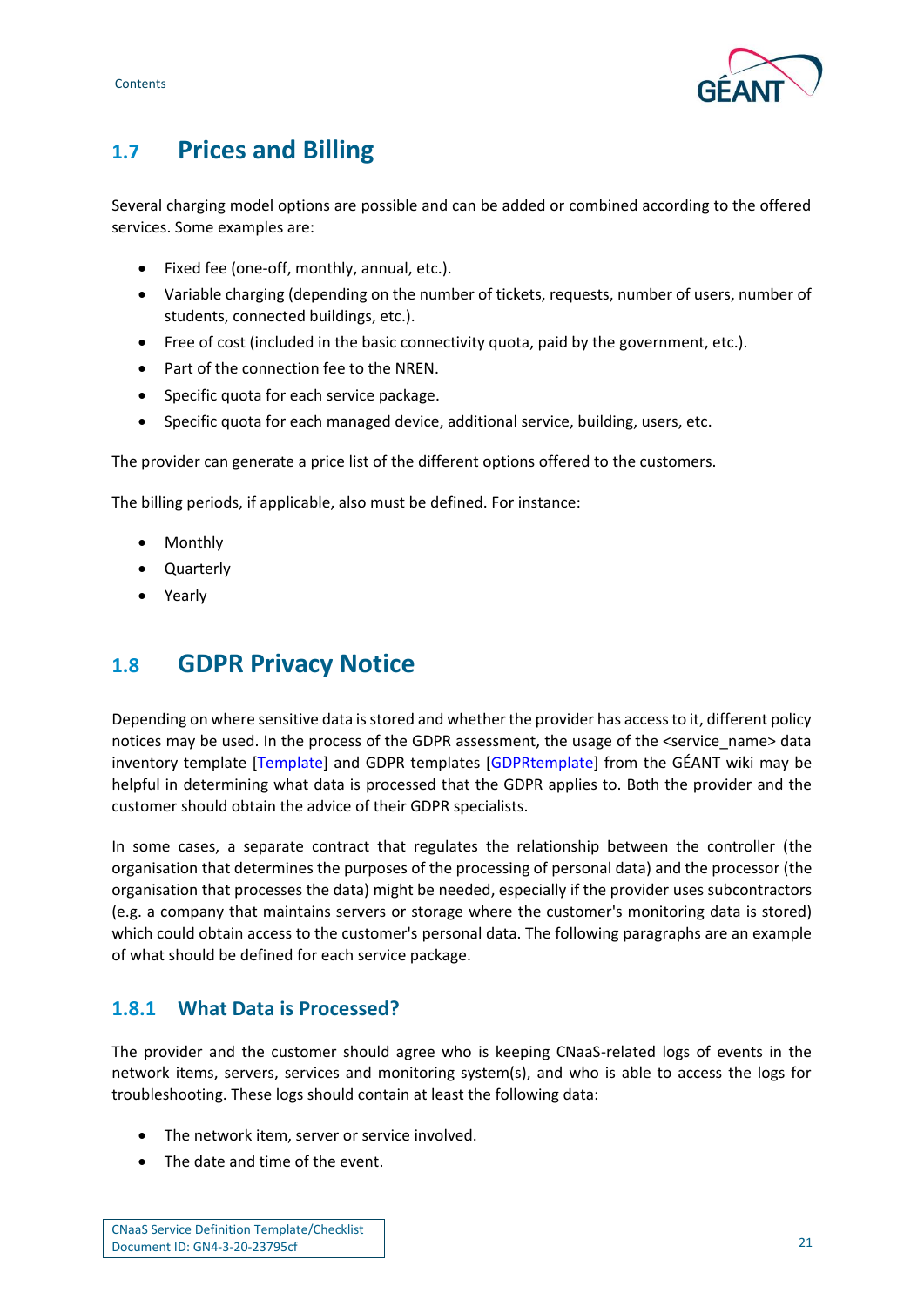## 1.7 Prices and Billing

Several charging model options are possible and can be added or combined according to the offered services. Some examples are:

- Fixed fee (one-off, monthly, annual, etc.).
- Variable charging (depending on the number of tickets, requests, number of users, number of students, connected buildings, etc.).
- Free of cost (included in the basic connectivity quota, paid by the government, etc.).
- Part of the connection fee to the NREN.
- Specific quota for each service package.
- Specific quota for each managed device, additional service, building, users, etc.

The provider can generate a price list of the different options offered to the customers.

The billing periods, if applicable, also must be defined. For instance:

- Monthly
- Quarterly
- Yearly

## 1.8 GDPR Privacy Notice

Depending on where sensitive data is stored and whether the provider has access to it, different policy notices may be used. In the process of the GDPR assessment, the usage of the <service_name> data inventory template [Template] and GDPR templates [GDPRtemplate] from the GÉANT wiki may be helpful in determining what data is processed that the GDPR applies to. Both the provider and the customer should obtain the advice of their GDPR specialists.

In some cases, a separate contract that regulates the relationship between the controller (the organisation that determines the purposes of the processing of personal data) and the processor (the organisation that processes the data) might be needed, especially if the provider uses subcontractors (e.g. a company that maintains servers or storage where the customer's monitoring data is stored) which could obtain access to the customer's personal data. The following paragraphs are an example of what should be defined for each service package.

### 1.8.1 What Data is Processed?

The provider and the customer should agree who is keeping CNaaS-related logs of events in the network items, servers, services and monitoring system(s), and who is able to access the logs for troubleshooting. These logs should contain at least the following data:

- The network item, server or service involved.
- The date and time of the event.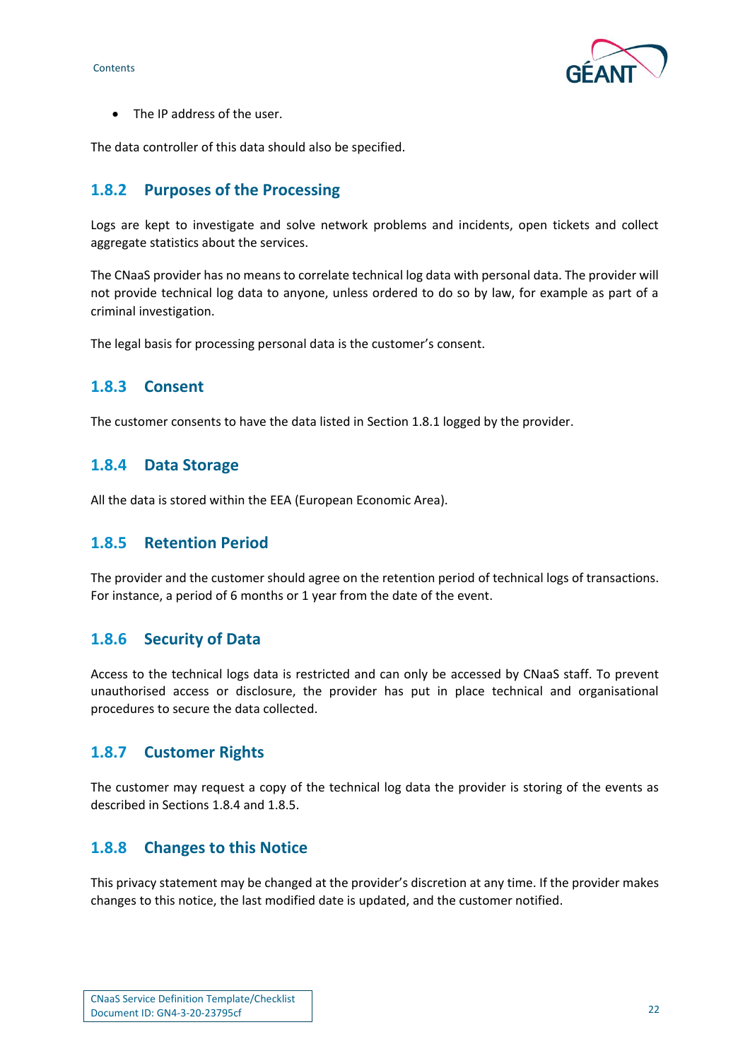- The IP address of the user.

The data controller of this data should also be specified.

### 1.8.2 Purposes of the Processing

Logs are kept to investigate and solve network problems and incidents, open tickets and collect aggregate statistics about the services.

The CNaaS provider has no means to correlate technical log data with personal data. The provider will not provide technical log data to anyone, unless ordered to do so by law, for example as part of a criminal investigation.

The legal basis for processing personal data is the customer's consent.

### 1.8.3 Consent

The customer consents to have the data listed in Section 1.8.1 logged by the provider.

### 1.8.4 Data Storage

All the data is stored within the EEA (European Economic Area).

### 1.8.5 Retention Period

The provider and the customer should agree on the retention period of technical logs of transactions. For instance, a period of 6 months or 1 year from the date of the event.

### 1.8.6 Security of Data

Access to the technical logs data is restricted and can only be accessed by CNaaS staff. To prevent unauthorised access or disclosure, the provider has put in place technical and organisational procedures to secure the data collected.

### 1.8.7 Customer Rights

The customer may request a copy of the technical log data the provider is storing of the events as described in Sections 1.8.4 and 1.8.5.

### 1.8.8 Changes to this Notice

This privacy statement may be changed at the provider's discretion at any time. If the provider makes changes to this notice, the last modified date is updated, and the customer notified.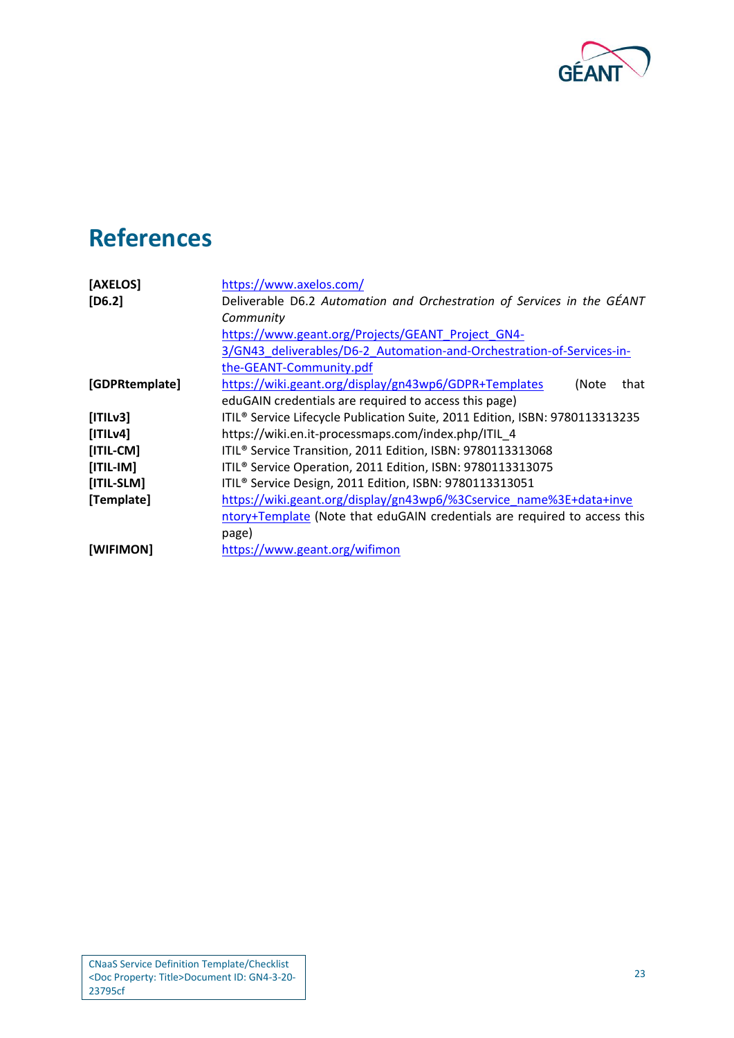# References

| | |
|---|---|
| **[AXELOS]** | https://www.axelos.com/ |
| **[D6.2]** | Deliverable D6.2 *Automation and Orchestration of Services in the GÉANT Community* https://www.geant.org/Projects/GEANT_Project_GN4-3/GN43_deliverables/D6-2_Automation-and-Orchestration-of-Services-in-the-GEANT-Community.pdf |
| **[GDPRtemplate]** | https://wiki.geant.org/display/gn43wp6/GDPR+Templates (Note that eduGAIN credentials are required to access this page) |
| **[ITILv3]** | ITIL® Service Lifecycle Publication Suite, 2011 Edition, ISBN: 9780113313235 |
| **[ITILv4]** | https://wiki.en.it-processmaps.com/index.php/ITIL_4 |
| **[ITIL-CM]** | ITIL® Service Transition, 2011 Edition, ISBN: 9780113313068 |
| **[ITIL-IM]** | ITIL® Service Operation, 2011 Edition, ISBN: 9780113313075 |
| **[ITIL-SLM]** | ITIL® Service Design, 2011 Edition, ISBN: 9780113313051 |
| **[Template]** | https://wiki.geant.org/display/gn43wp6/%3Cservice_name%3E+data+inventory+Template (Note that eduGAIN credentials are required to access this page) |
| **[WIFIMON]** | https://www.geant.org/wifimon |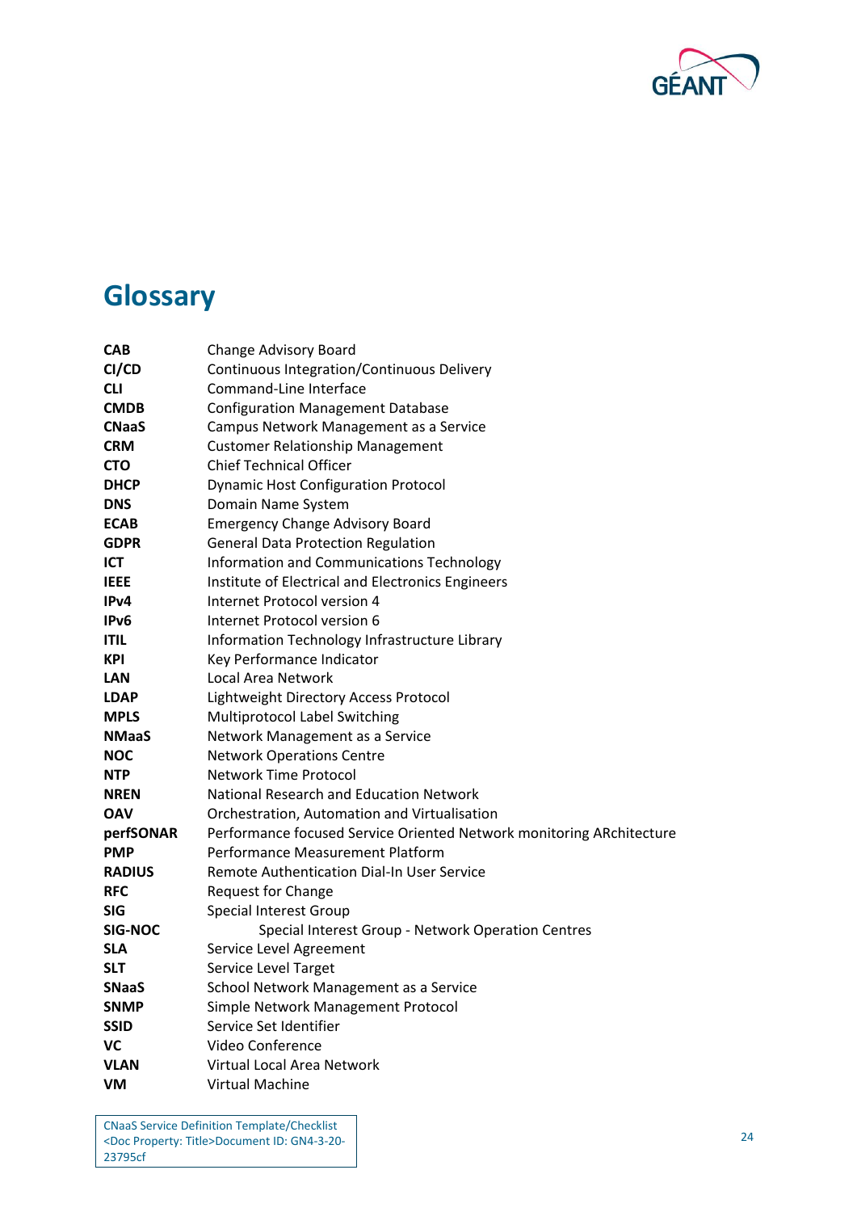# Glossary

| | |
|---|---|
| **CAB** | Change Advisory Board |
| **CI/CD** | Continuous Integration/Continuous Delivery |
| **CLI** | Command-Line Interface |
| **CMDB** | Configuration Management Database |
| **CNaaS** | Campus Network Management as a Service |
| **CRM** | Customer Relationship Management |
| **CTO** | Chief Technical Officer |
| **DHCP** | Dynamic Host Configuration Protocol |
| **DNS** | Domain Name System |
| **ECAB** | Emergency Change Advisory Board |
| **GDPR** | General Data Protection Regulation |
| **ICT** | Information and Communications Technology |
| **IEEE** | Institute of Electrical and Electronics Engineers |
| **IPv4** | Internet Protocol version 4 |
| **IPv6** | Internet Protocol version 6 |
| **ITIL** | Information Technology Infrastructure Library |
| **KPI** | Key Performance Indicator |
| **LAN** | Local Area Network |
| **LDAP** | Lightweight Directory Access Protocol |
| **MPLS** | Multiprotocol Label Switching |
| **NMaaS** | Network Management as a Service |
| **NOC** | Network Operations Centre |
| **NTP** | Network Time Protocol |
| **NREN** | National Research and Education Network |
| **OAV** | Orchestration, Automation and Virtualisation |
| **perfSONAR** | Performance focused Service Oriented Network monitoring ARchitecture |
| **PMP** | Performance Measurement Platform |
| **RADIUS** | Remote Authentication Dial-In User Service |
| **RFC** | Request for Change |
| **SIG** | Special Interest Group |
| **SIG-NOC** | Special Interest Group - Network Operation Centres |
| **SLA** | Service Level Agreement |
| **SLT** | Service Level Target |
| **SNaaS** | School Network Management as a Service |
| **SNMP** | Simple Network Management Protocol |
| **SSID** | Service Set Identifier |
| **VC** | Video Conference |
| **VLAN** | Virtual Local Area Network |
| **VM** | Virtual Machine |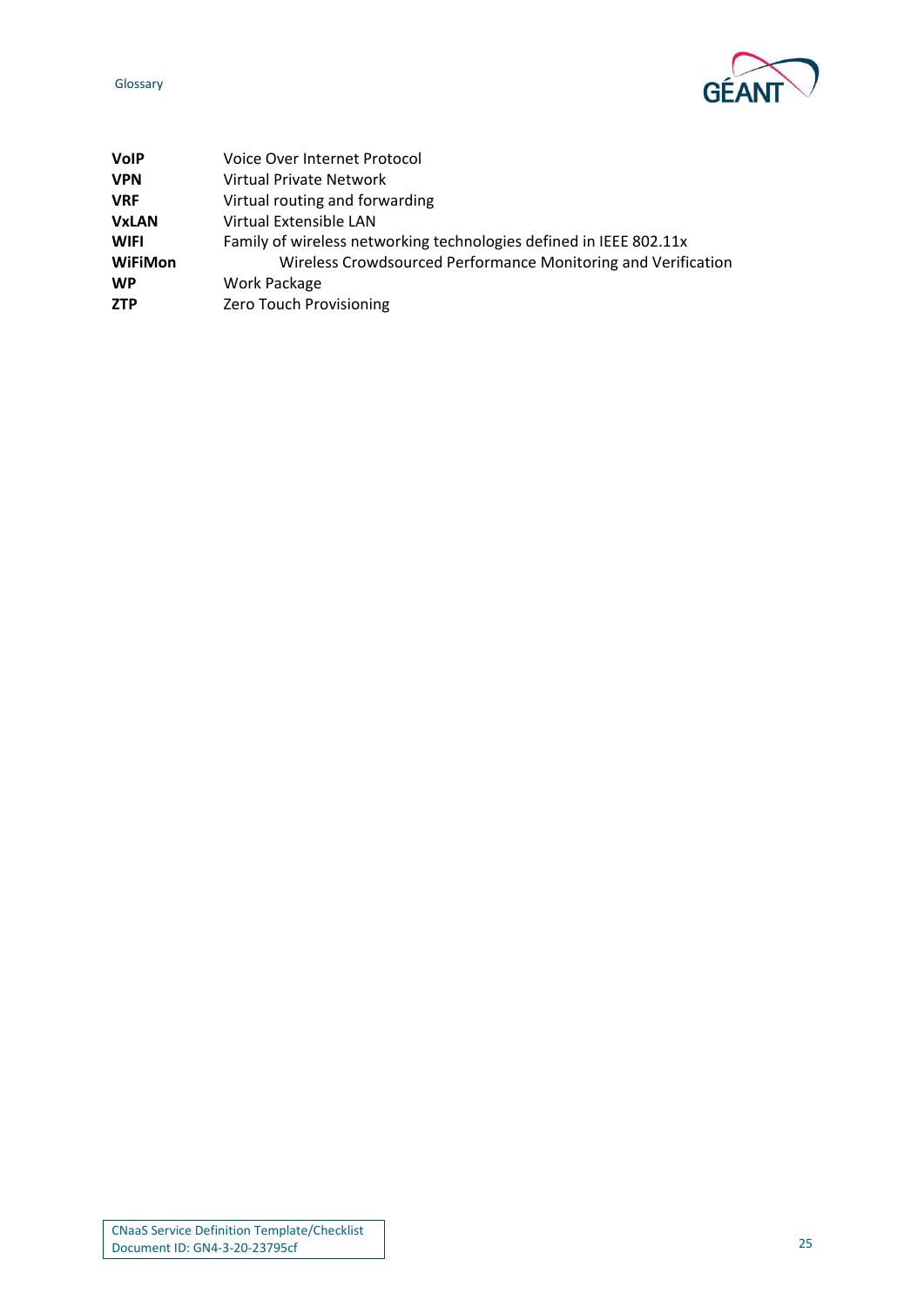| | |
|---|---|
| **VoIP** | Voice Over Internet Protocol |
| **VPN** | Virtual Private Network |
| **VRF** | Virtual routing and forwarding |
| **VxLAN** | Virtual Extensible LAN |
| **WIFI** | Family of wireless networking technologies defined in IEEE 802.11x |
| **WiFiMon** | Wireless Crowdsourced Performance Monitoring and Verification |
| **WP** | Work Package |
| **ZTP** | Zero Touch Provisioning |